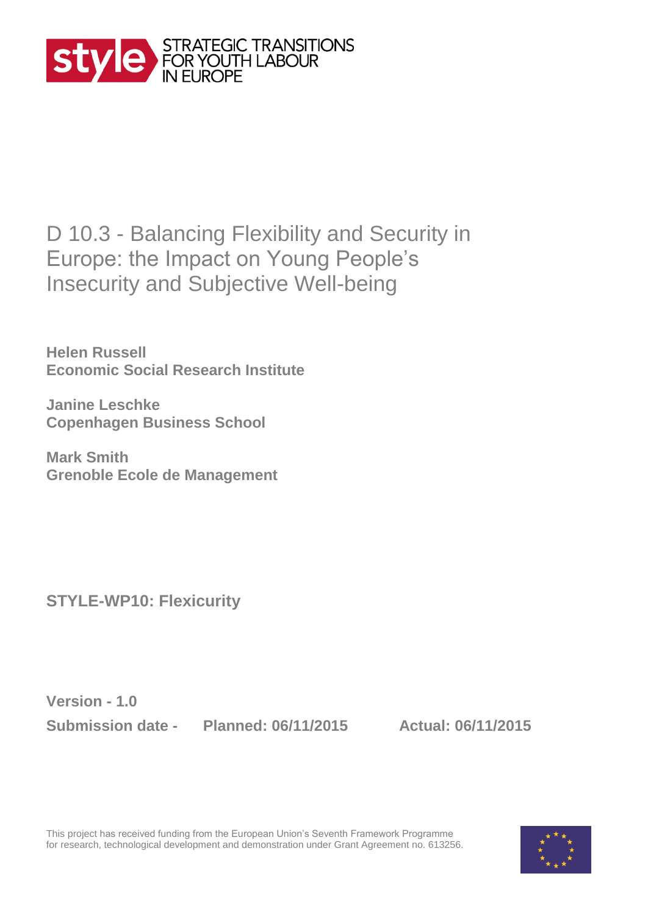style STRATEGIC TRANSITIONS FOR YOUTH LABOUR IN EUROPE

# D 10.3 - Balancing Flexibility and Security in Europe: the Impact on Young People's Insecurity and Subjective Well-being

**Helen Russell**
**Economic Social Research Institute**

**Janine Leschke**
**Copenhagen Business School**

**Mark Smith**
**Grenoble Ecole de Management**

**STYLE-WP10: Flexicurity**

**Version - 1.0**

**Submission date - Planned: 06/11/2015 Actual: 06/11/2015**

This project has received funding from the European Union's Seventh Framework Programme for research, technological development and demonstration under Grant Agreement no. 613256.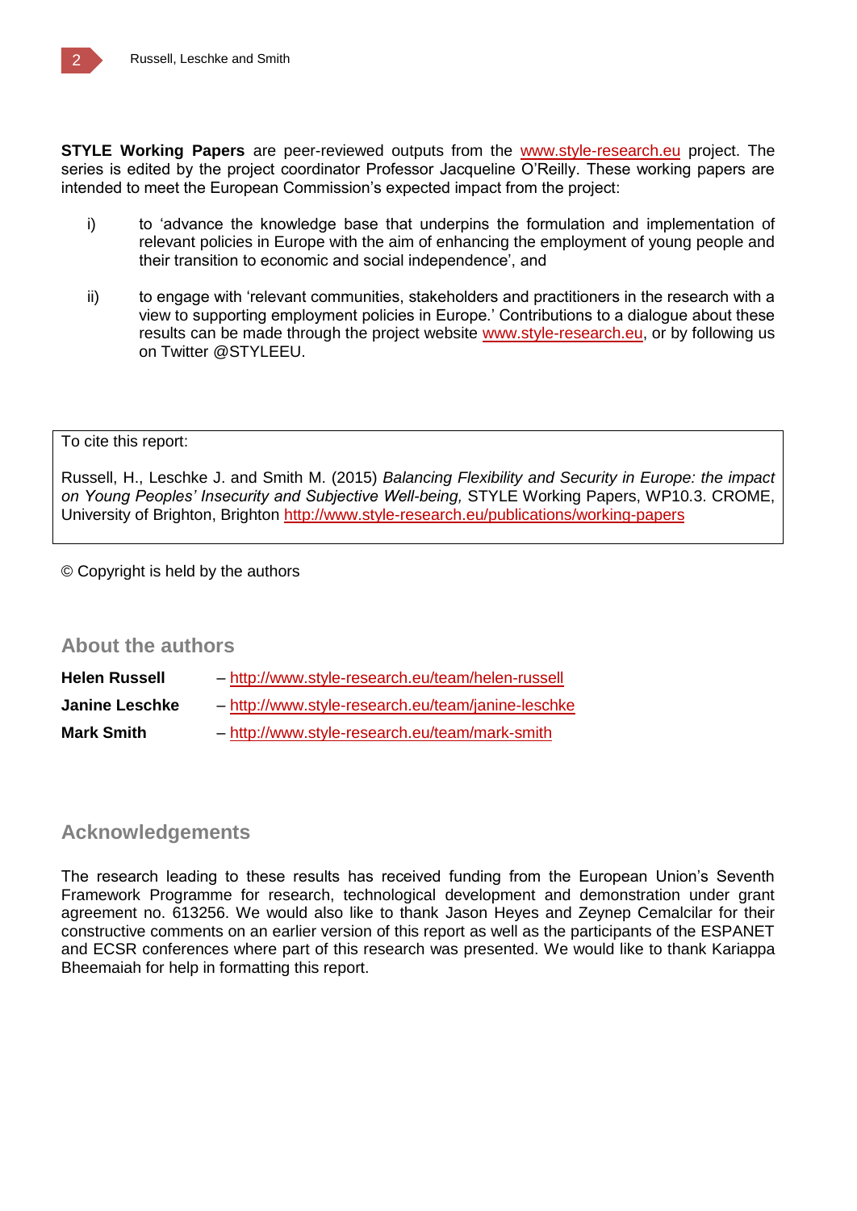**STYLE Working Papers** are peer-reviewed outputs from the www.style-research.eu project. The series is edited by the project coordinator Professor Jacqueline O'Reilly. These working papers are intended to meet the European Commission's expected impact from the project:

i) to 'advance the knowledge base that underpins the formulation and implementation of relevant policies in Europe with the aim of enhancing the employment of young people and their transition to economic and social independence', and

ii) to engage with 'relevant communities, stakeholders and practitioners in the research with a view to supporting employment policies in Europe.' Contributions to a dialogue about these results can be made through the project website www.style-research.eu, or by following us on Twitter @STYLEEU.

To cite this report:

Russell, H., Leschke J. and Smith M. (2015) *Balancing Flexibility and Security in Europe: the impact on Young Peoples' Insecurity and Subjective Well-being,* STYLE Working Papers, WP10.3. CROME, University of Brighton, Brighton http://www.style-research.eu/publications/working-papers

© Copyright is held by the authors

## About the authors

**Helen Russell** – http://www.style-research.eu/team/helen-russell

**Janine Leschke** – http://www.style-research.eu/team/janine-leschke

**Mark Smith** – http://www.style-research.eu/team/mark-smith

## Acknowledgements

The research leading to these results has received funding from the European Union's Seventh Framework Programme for research, technological development and demonstration under grant agreement no. 613256. We would also like to thank Jason Heyes and Zeynep Cemalcilar for their constructive comments on an earlier version of this report as well as the participants of the ESPANET and ECSR conferences where part of this research was presented. We would like to thank Kariappa Bheemaiah for help in formatting this report.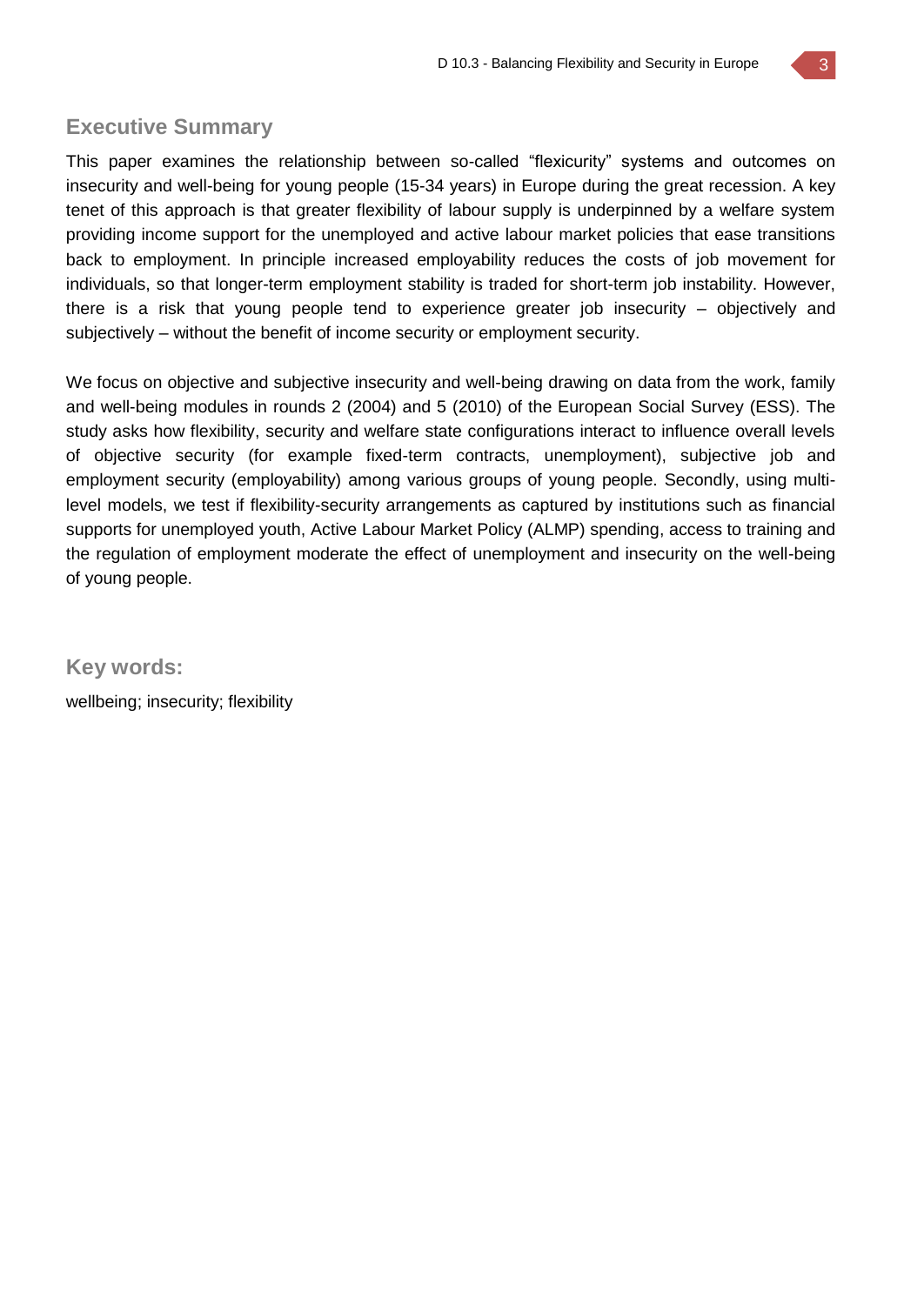## Executive Summary

This paper examines the relationship between so-called "flexicurity" systems and outcomes on insecurity and well-being for young people (15-34 years) in Europe during the great recession. A key tenet of this approach is that greater flexibility of labour supply is underpinned by a welfare system providing income support for the unemployed and active labour market policies that ease transitions back to employment. In principle increased employability reduces the costs of job movement for individuals, so that longer-term employment stability is traded for short-term job instability. However, there is a risk that young people tend to experience greater job insecurity – objectively and subjectively – without the benefit of income security or employment security.

We focus on objective and subjective insecurity and well-being drawing on data from the work, family and well-being modules in rounds 2 (2004) and 5 (2010) of the European Social Survey (ESS). The study asks how flexibility, security and welfare state configurations interact to influence overall levels of objective security (for example fixed-term contracts, unemployment), subjective job and employment security (employability) among various groups of young people. Secondly, using multi-level models, we test if flexibility-security arrangements as captured by institutions such as financial supports for unemployed youth, Active Labour Market Policy (ALMP) spending, access to training and the regulation of employment moderate the effect of unemployment and insecurity on the well-being of young people.

## Key words:

wellbeing; insecurity; flexibility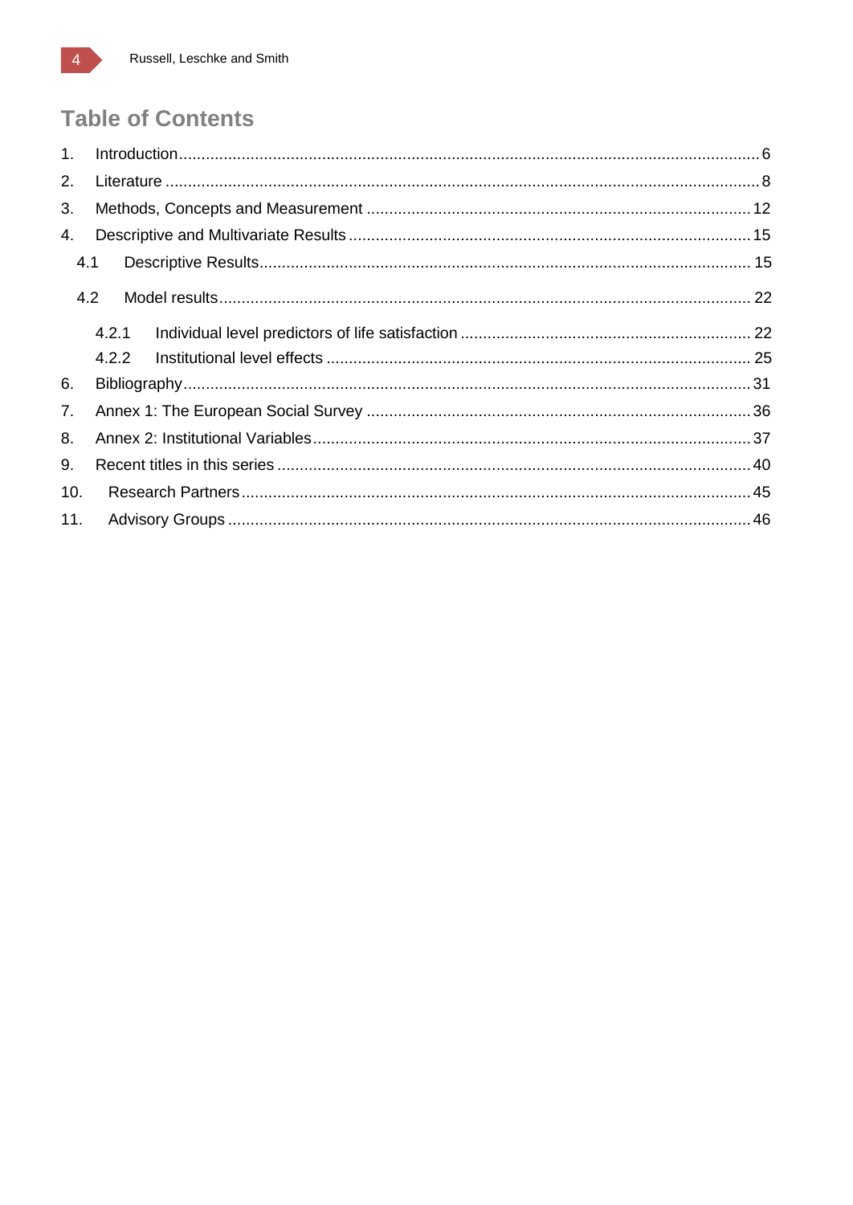# Table of Contents

1. Introduction ........................................................................................................................ 6
2. Literature .......................................................................................................................... 8
3. Methods, Concepts and Measurement ............................................................................. 12
4. Descriptive and Multivariate Results ............................................................................... 15
   - 4.1 Descriptive Results .................................................................................................. 15
   - 4.2 Model results ........................................................................................................... 22
     - 4.2.1 Individual level predictors of life satisfaction ...................................................... 22
     - 4.2.2 Institutional level effects ..................................................................................... 25
6. Bibliography .................................................................................................................... 31
7. Annex 1: The European Social Survey ............................................................................ 36
8. Annex 2: Institutional Variables ........................................................................................ 37
9. Recent titles in this series ................................................................................................ 40
10. Research Partners ......................................................................................................... 45
11. Advisory Groups ............................................................................................................ 46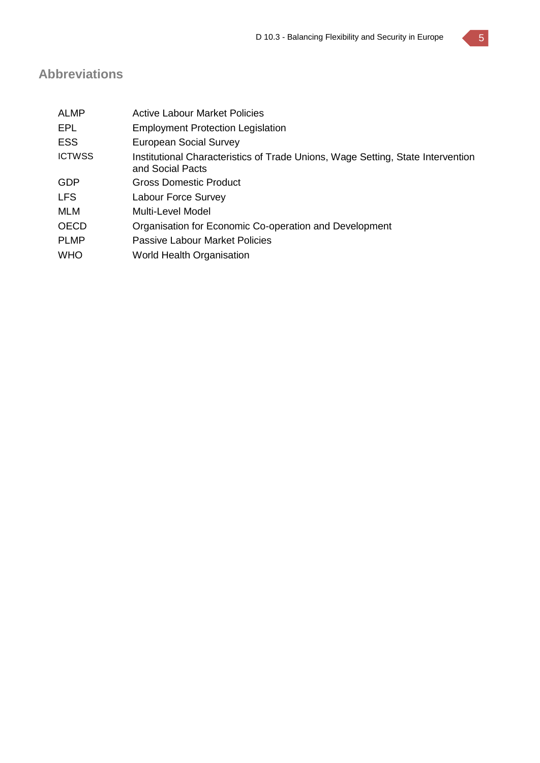## Abbreviations

| | |
|---|---|
| ALMP | Active Labour Market Policies |
| EPL | Employment Protection Legislation |
| ESS | European Social Survey |
| ICTWSS | Institutional Characteristics of Trade Unions, Wage Setting, State Intervention and Social Pacts |
| GDP | Gross Domestic Product |
| LFS | Labour Force Survey |
| MLM | Multi-Level Model |
| OECD | Organisation for Economic Co-operation and Development |
| PLMP | Passive Labour Market Policies |
| WHO | World Health Organisation |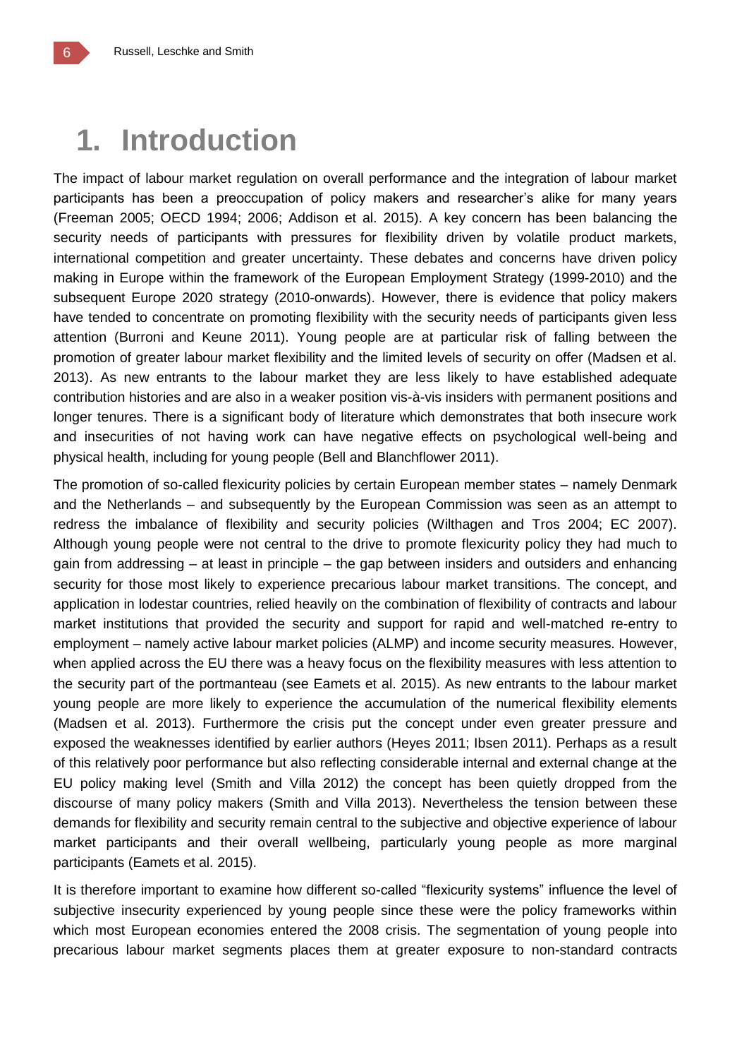# 1. Introduction

The impact of labour market regulation on overall performance and the integration of labour market participants has been a preoccupation of policy makers and researcher's alike for many years (Freeman 2005; OECD 1994; 2006; Addison et al. 2015). A key concern has been balancing the security needs of participants with pressures for flexibility driven by volatile product markets, international competition and greater uncertainty. These debates and concerns have driven policy making in Europe within the framework of the European Employment Strategy (1999-2010) and the subsequent Europe 2020 strategy (2010-onwards). However, there is evidence that policy makers have tended to concentrate on promoting flexibility with the security needs of participants given less attention (Burroni and Keune 2011). Young people are at particular risk of falling between the promotion of greater labour market flexibility and the limited levels of security on offer (Madsen et al. 2013). As new entrants to the labour market they are less likely to have established adequate contribution histories and are also in a weaker position vis-à-vis insiders with permanent positions and longer tenures. There is a significant body of literature which demonstrates that both insecure work and insecurities of not having work can have negative effects on psychological well-being and physical health, including for young people (Bell and Blanchflower 2011).

The promotion of so-called flexicurity policies by certain European member states – namely Denmark and the Netherlands – and subsequently by the European Commission was seen as an attempt to redress the imbalance of flexibility and security policies (Wilthagen and Tros 2004; EC 2007). Although young people were not central to the drive to promote flexicurity policy they had much to gain from addressing – at least in principle – the gap between insiders and outsiders and enhancing security for those most likely to experience precarious labour market transitions. The concept, and application in lodestar countries, relied heavily on the combination of flexibility of contracts and labour market institutions that provided the security and support for rapid and well-matched re-entry to employment – namely active labour market policies (ALMP) and income security measures. However, when applied across the EU there was a heavy focus on the flexibility measures with less attention to the security part of the portmanteau (see Eamets et al. 2015). As new entrants to the labour market young people are more likely to experience the accumulation of the numerical flexibility elements (Madsen et al. 2013). Furthermore the crisis put the concept under even greater pressure and exposed the weaknesses identified by earlier authors (Heyes 2011; Ibsen 2011). Perhaps as a result of this relatively poor performance but also reflecting considerable internal and external change at the EU policy making level (Smith and Villa 2012) the concept has been quietly dropped from the discourse of many policy makers (Smith and Villa 2013). Nevertheless the tension between these demands for flexibility and security remain central to the subjective and objective experience of labour market participants and their overall wellbeing, particularly young people as more marginal participants (Eamets et al. 2015).

It is therefore important to examine how different so-called "flexicurity systems" influence the level of subjective insecurity experienced by young people since these were the policy frameworks within which most European economies entered the 2008 crisis. The segmentation of young people into precarious labour market segments places them at greater exposure to non-standard contracts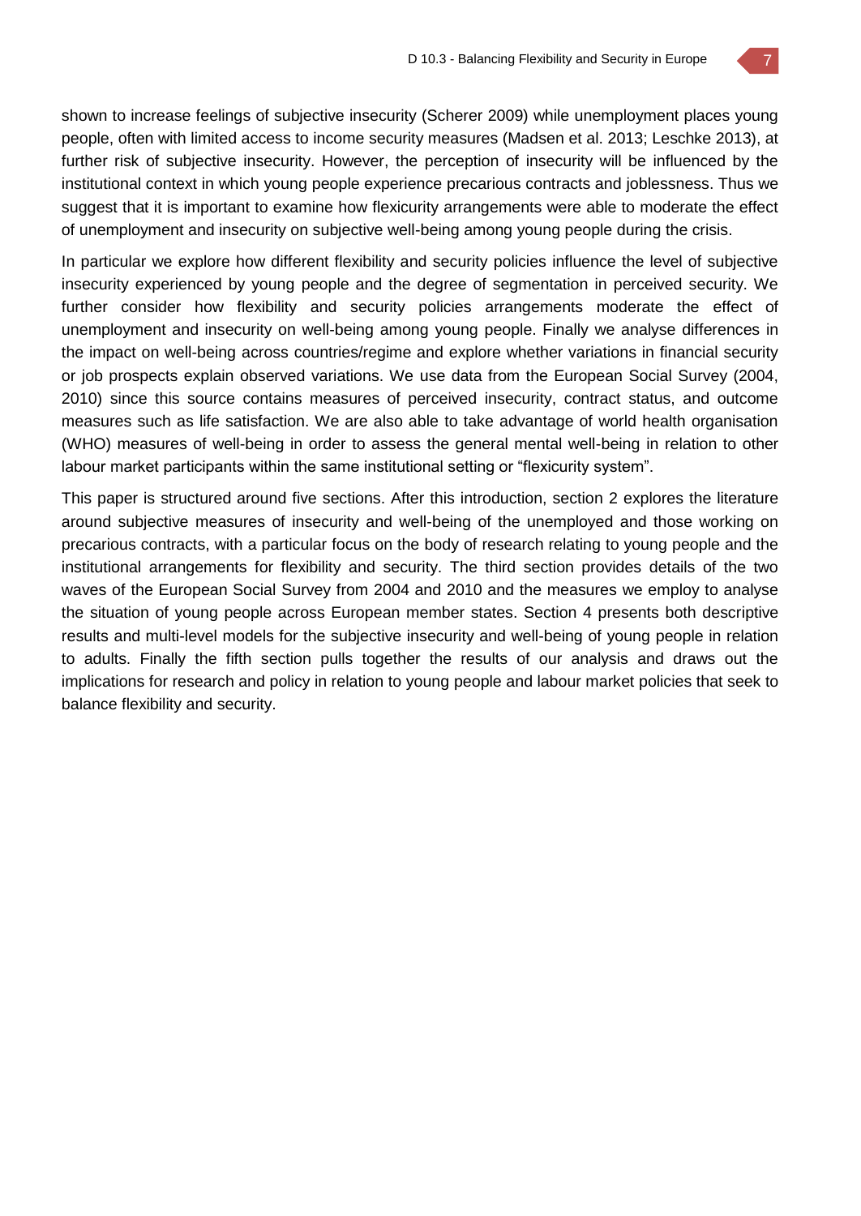shown to increase feelings of subjective insecurity (Scherer 2009) while unemployment places young people, often with limited access to income security measures (Madsen et al. 2013; Leschke 2013), at further risk of subjective insecurity. However, the perception of insecurity will be influenced by the institutional context in which young people experience precarious contracts and joblessness. Thus we suggest that it is important to examine how flexicurity arrangements were able to moderate the effect of unemployment and insecurity on subjective well-being among young people during the crisis.

In particular we explore how different flexibility and security policies influence the level of subjective insecurity experienced by young people and the degree of segmentation in perceived security. We further consider how flexibility and security policies arrangements moderate the effect of unemployment and insecurity on well-being among young people. Finally we analyse differences in the impact on well-being across countries/regime and explore whether variations in financial security or job prospects explain observed variations. We use data from the European Social Survey (2004, 2010) since this source contains measures of perceived insecurity, contract status, and outcome measures such as life satisfaction. We are also able to take advantage of world health organisation (WHO) measures of well-being in order to assess the general mental well-being in relation to other labour market participants within the same institutional setting or "flexicurity system".

This paper is structured around five sections. After this introduction, section 2 explores the literature around subjective measures of insecurity and well-being of the unemployed and those working on precarious contracts, with a particular focus on the body of research relating to young people and the institutional arrangements for flexibility and security. The third section provides details of the two waves of the European Social Survey from 2004 and 2010 and the measures we employ to analyse the situation of young people across European member states. Section 4 presents both descriptive results and multi-level models for the subjective insecurity and well-being of young people in relation to adults. Finally the fifth section pulls together the results of our analysis and draws out the implications for research and policy in relation to young people and labour market policies that seek to balance flexibility and security.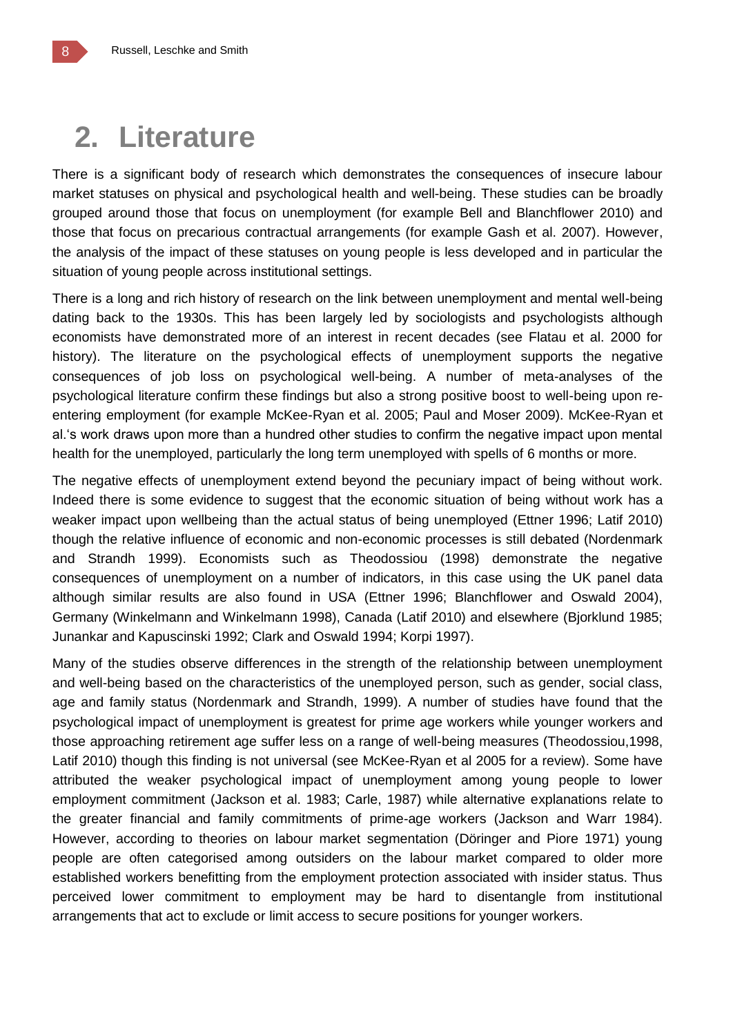# 2. Literature

There is a significant body of research which demonstrates the consequences of insecure labour market statuses on physical and psychological health and well-being. These studies can be broadly grouped around those that focus on unemployment (for example Bell and Blanchflower 2010) and those that focus on precarious contractual arrangements (for example Gash et al. 2007). However, the analysis of the impact of these statuses on young people is less developed and in particular the situation of young people across institutional settings.

There is a long and rich history of research on the link between unemployment and mental well-being dating back to the 1930s. This has been largely led by sociologists and psychologists although economists have demonstrated more of an interest in recent decades (see Flatau et al. 2000 for history). The literature on the psychological effects of unemployment supports the negative consequences of job loss on psychological well-being. A number of meta-analyses of the psychological literature confirm these findings but also a strong positive boost to well-being upon re-entering employment (for example McKee-Ryan et al. 2005; Paul and Moser 2009). McKee-Ryan et al.'s work draws upon more than a hundred other studies to confirm the negative impact upon mental health for the unemployed, particularly the long term unemployed with spells of 6 months or more.

The negative effects of unemployment extend beyond the pecuniary impact of being without work. Indeed there is some evidence to suggest that the economic situation of being without work has a weaker impact upon wellbeing than the actual status of being unemployed (Ettner 1996; Latif 2010) though the relative influence of economic and non-economic processes is still debated (Nordenmark and Strandh 1999). Economists such as Theodossiou (1998) demonstrate the negative consequences of unemployment on a number of indicators, in this case using the UK panel data although similar results are also found in USA (Ettner 1996; Blanchflower and Oswald 2004), Germany (Winkelmann and Winkelmann 1998), Canada (Latif 2010) and elsewhere (Bjorklund 1985; Junankar and Kapuscinski 1992; Clark and Oswald 1994; Korpi 1997).

Many of the studies observe differences in the strength of the relationship between unemployment and well-being based on the characteristics of the unemployed person, such as gender, social class, age and family status (Nordenmark and Strandh, 1999). A number of studies have found that the psychological impact of unemployment is greatest for prime age workers while younger workers and those approaching retirement age suffer less on a range of well-being measures (Theodossiou,1998, Latif 2010) though this finding is not universal (see McKee-Ryan et al 2005 for a review). Some have attributed the weaker psychological impact of unemployment among young people to lower employment commitment (Jackson et al. 1983; Carle, 1987) while alternative explanations relate to the greater financial and family commitments of prime-age workers (Jackson and Warr 1984). However, according to theories on labour market segmentation (Döringer and Piore 1971) young people are often categorised among outsiders on the labour market compared to older more established workers benefitting from the employment protection associated with insider status. Thus perceived lower commitment to employment may be hard to disentangle from institutional arrangements that act to exclude or limit access to secure positions for younger workers.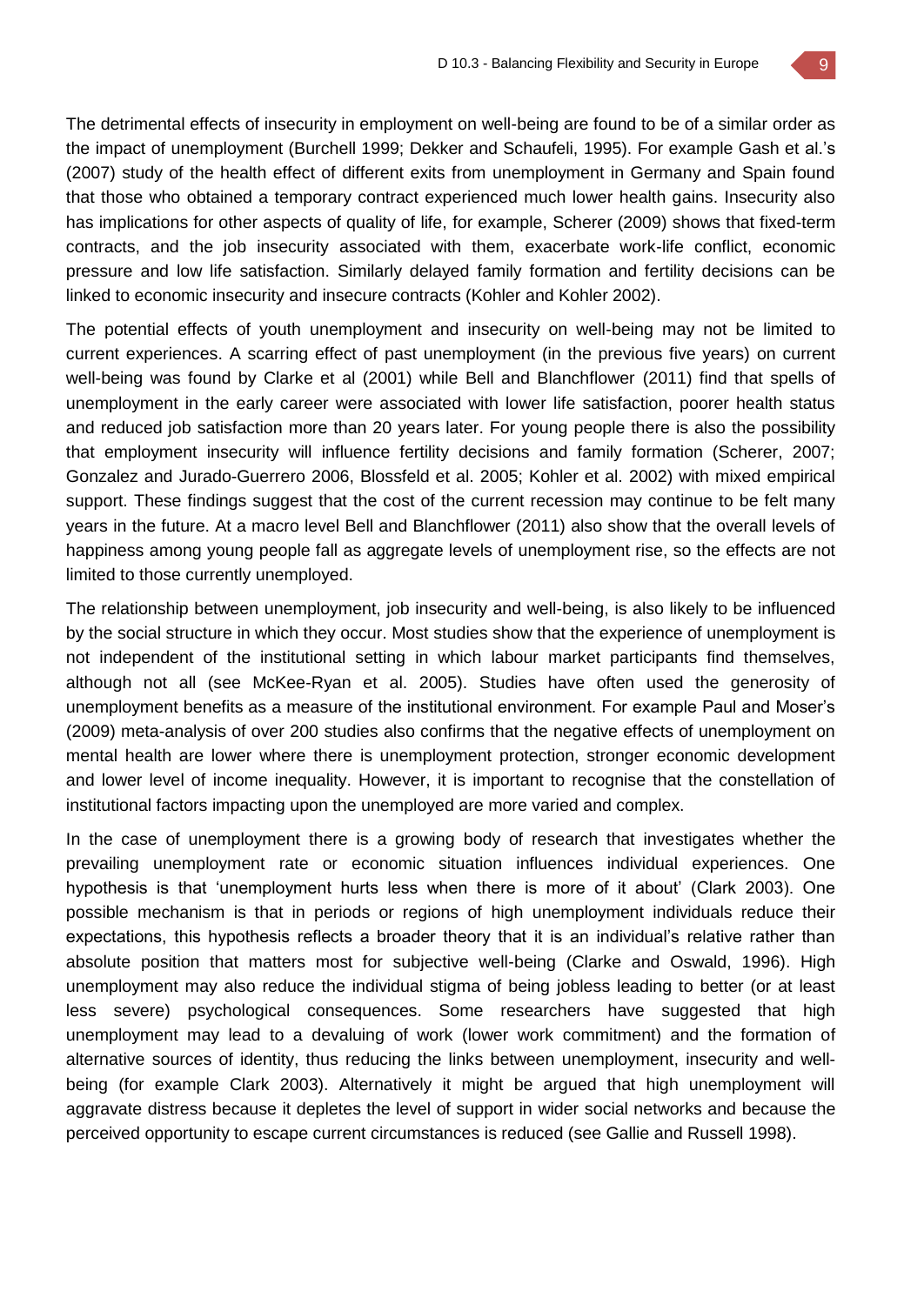The detrimental effects of insecurity in employment on well-being are found to be of a similar order as the impact of unemployment (Burchell 1999; Dekker and Schaufeli, 1995). For example Gash et al.'s (2007) study of the health effect of different exits from unemployment in Germany and Spain found that those who obtained a temporary contract experienced much lower health gains. Insecurity also has implications for other aspects of quality of life, for example, Scherer (2009) shows that fixed-term contracts, and the job insecurity associated with them, exacerbate work-life conflict, economic pressure and low life satisfaction. Similarly delayed family formation and fertility decisions can be linked to economic insecurity and insecure contracts (Kohler and Kohler 2002).

The potential effects of youth unemployment and insecurity on well-being may not be limited to current experiences. A scarring effect of past unemployment (in the previous five years) on current well-being was found by Clarke et al (2001) while Bell and Blanchflower (2011) find that spells of unemployment in the early career were associated with lower life satisfaction, poorer health status and reduced job satisfaction more than 20 years later. For young people there is also the possibility that employment insecurity will influence fertility decisions and family formation (Scherer, 2007; Gonzalez and Jurado-Guerrero 2006, Blossfeld et al. 2005; Kohler et al. 2002) with mixed empirical support. These findings suggest that the cost of the current recession may continue to be felt many years in the future. At a macro level Bell and Blanchflower (2011) also show that the overall levels of happiness among young people fall as aggregate levels of unemployment rise, so the effects are not limited to those currently unemployed.

The relationship between unemployment, job insecurity and well-being, is also likely to be influenced by the social structure in which they occur. Most studies show that the experience of unemployment is not independent of the institutional setting in which labour market participants find themselves, although not all (see McKee-Ryan et al. 2005). Studies have often used the generosity of unemployment benefits as a measure of the institutional environment. For example Paul and Moser's (2009) meta-analysis of over 200 studies also confirms that the negative effects of unemployment on mental health are lower where there is unemployment protection, stronger economic development and lower level of income inequality. However, it is important to recognise that the constellation of institutional factors impacting upon the unemployed are more varied and complex.

In the case of unemployment there is a growing body of research that investigates whether the prevailing unemployment rate or economic situation influences individual experiences. One hypothesis is that 'unemployment hurts less when there is more of it about' (Clark 2003). One possible mechanism is that in periods or regions of high unemployment individuals reduce their expectations, this hypothesis reflects a broader theory that it is an individual's relative rather than absolute position that matters most for subjective well-being (Clarke and Oswald, 1996). High unemployment may also reduce the individual stigma of being jobless leading to better (or at least less severe) psychological consequences. Some researchers have suggested that high unemployment may lead to a devaluing of work (lower work commitment) and the formation of alternative sources of identity, thus reducing the links between unemployment, insecurity and well-being (for example Clark 2003). Alternatively it might be argued that high unemployment will aggravate distress because it depletes the level of support in wider social networks and because the perceived opportunity to escape current circumstances is reduced (see Gallie and Russell 1998).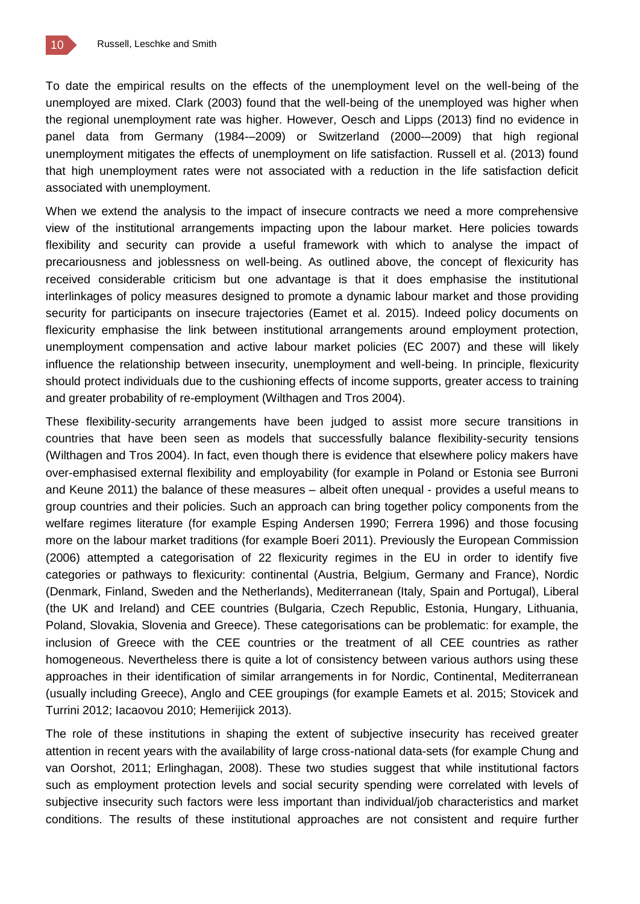To date the empirical results on the effects of the unemployment level on the well-being of the unemployed are mixed. Clark (2003) found that the well-being of the unemployed was higher when the regional unemployment rate was higher. However, Oesch and Lipps (2013) find no evidence in panel data from Germany (1984-–2009) or Switzerland (2000-–2009) that high regional unemployment mitigates the effects of unemployment on life satisfaction. Russell et al. (2013) found that high unemployment rates were not associated with a reduction in the life satisfaction deficit associated with unemployment.

When we extend the analysis to the impact of insecure contracts we need a more comprehensive view of the institutional arrangements impacting upon the labour market. Here policies towards flexibility and security can provide a useful framework with which to analyse the impact of precariousness and joblessness on well-being. As outlined above, the concept of flexicurity has received considerable criticism but one advantage is that it does emphasise the institutional interlinkages of policy measures designed to promote a dynamic labour market and those providing security for participants on insecure trajectories (Eamet et al. 2015). Indeed policy documents on flexicurity emphasise the link between institutional arrangements around employment protection, unemployment compensation and active labour market policies (EC 2007) and these will likely influence the relationship between insecurity, unemployment and well-being. In principle, flexicurity should protect individuals due to the cushioning effects of income supports, greater access to training and greater probability of re-employment (Wilthagen and Tros 2004).

These flexibility-security arrangements have been judged to assist more secure transitions in countries that have been seen as models that successfully balance flexibility-security tensions (Wilthagen and Tros 2004). In fact, even though there is evidence that elsewhere policy makers have over-emphasised external flexibility and employability (for example in Poland or Estonia see Burroni and Keune 2011) the balance of these measures – albeit often unequal - provides a useful means to group countries and their policies. Such an approach can bring together policy components from the welfare regimes literature (for example Esping Andersen 1990; Ferrera 1996) and those focusing more on the labour market traditions (for example Boeri 2011). Previously the European Commission (2006) attempted a categorisation of 22 flexicurity regimes in the EU in order to identify five categories or pathways to flexicurity: continental (Austria, Belgium, Germany and France), Nordic (Denmark, Finland, Sweden and the Netherlands), Mediterranean (Italy, Spain and Portugal), Liberal (the UK and Ireland) and CEE countries (Bulgaria, Czech Republic, Estonia, Hungary, Lithuania, Poland, Slovakia, Slovenia and Greece). These categorisations can be problematic: for example, the inclusion of Greece with the CEE countries or the treatment of all CEE countries as rather homogeneous. Nevertheless there is quite a lot of consistency between various authors using these approaches in their identification of similar arrangements in for Nordic, Continental, Mediterranean (usually including Greece), Anglo and CEE groupings (for example Eamets et al. 2015; Stovicek and Turrini 2012; Iacaovou 2010; Hemerijick 2013).

The role of these institutions in shaping the extent of subjective insecurity has received greater attention in recent years with the availability of large cross-national data-sets (for example Chung and van Oorshot, 2011; Erlinghagan, 2008). These two studies suggest that while institutional factors such as employment protection levels and social security spending were correlated with levels of subjective insecurity such factors were less important than individual/job characteristics and market conditions. The results of these institutional approaches are not consistent and require further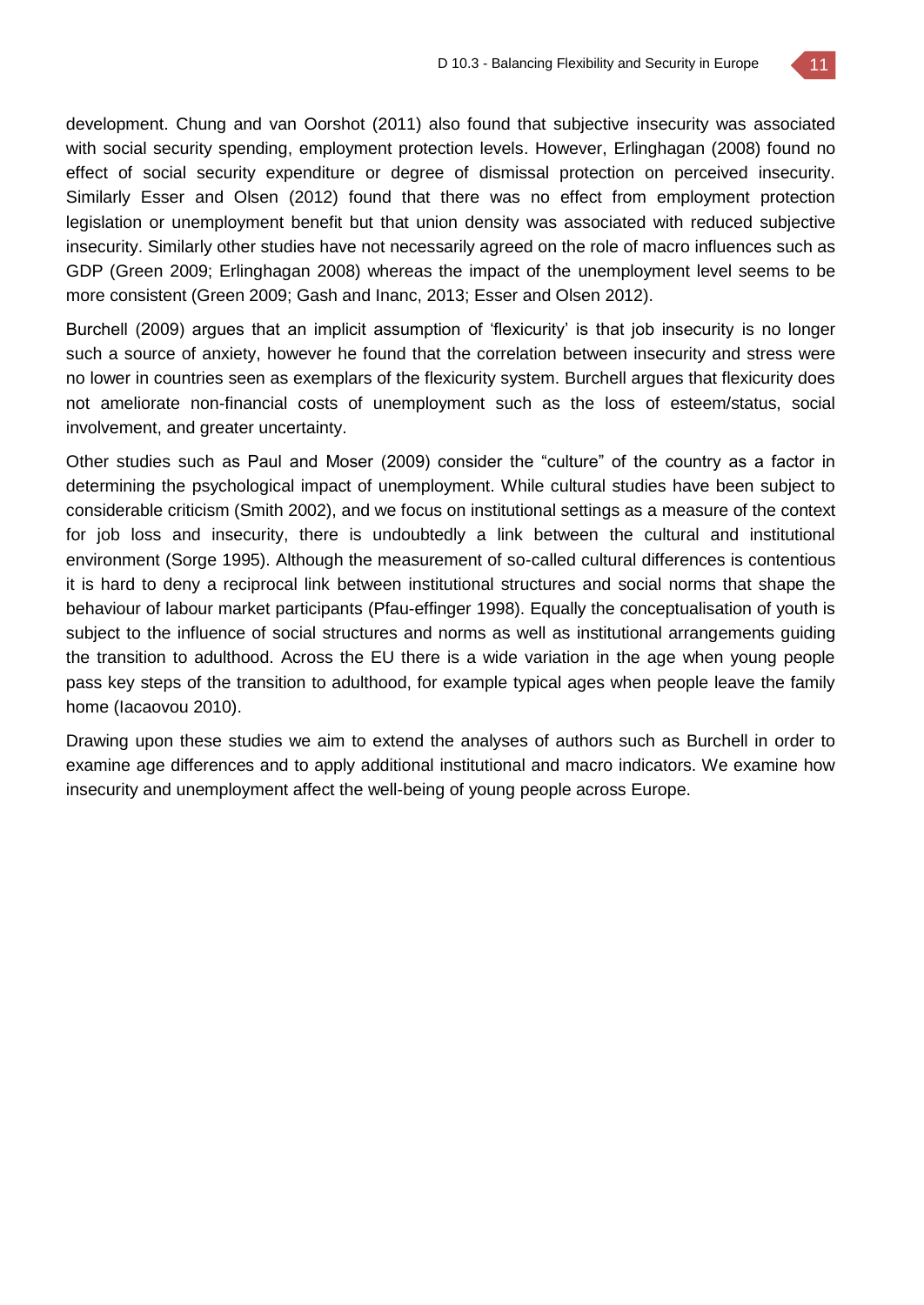development. Chung and van Oorshot (2011) also found that subjective insecurity was associated with social security spending, employment protection levels. However, Erlinghagan (2008) found no effect of social security expenditure or degree of dismissal protection on perceived insecurity. Similarly Esser and Olsen (2012) found that there was no effect from employment protection legislation or unemployment benefit but that union density was associated with reduced subjective insecurity. Similarly other studies have not necessarily agreed on the role of macro influences such as GDP (Green 2009; Erlinghagan 2008) whereas the impact of the unemployment level seems to be more consistent (Green 2009; Gash and Inanc, 2013; Esser and Olsen 2012).

Burchell (2009) argues that an implicit assumption of 'flexicurity' is that job insecurity is no longer such a source of anxiety, however he found that the correlation between insecurity and stress were no lower in countries seen as exemplars of the flexicurity system. Burchell argues that flexicurity does not ameliorate non-financial costs of unemployment such as the loss of esteem/status, social involvement, and greater uncertainty.

Other studies such as Paul and Moser (2009) consider the "culture" of the country as a factor in determining the psychological impact of unemployment. While cultural studies have been subject to considerable criticism (Smith 2002), and we focus on institutional settings as a measure of the context for job loss and insecurity, there is undoubtedly a link between the cultural and institutional environment (Sorge 1995). Although the measurement of so-called cultural differences is contentious it is hard to deny a reciprocal link between institutional structures and social norms that shape the behaviour of labour market participants (Pfau-effinger 1998). Equally the conceptualisation of youth is subject to the influence of social structures and norms as well as institutional arrangements guiding the transition to adulthood. Across the EU there is a wide variation in the age when young people pass key steps of the transition to adulthood, for example typical ages when people leave the family home (Iacaovou 2010).

Drawing upon these studies we aim to extend the analyses of authors such as Burchell in order to examine age differences and to apply additional institutional and macro indicators. We examine how insecurity and unemployment affect the well-being of young people across Europe.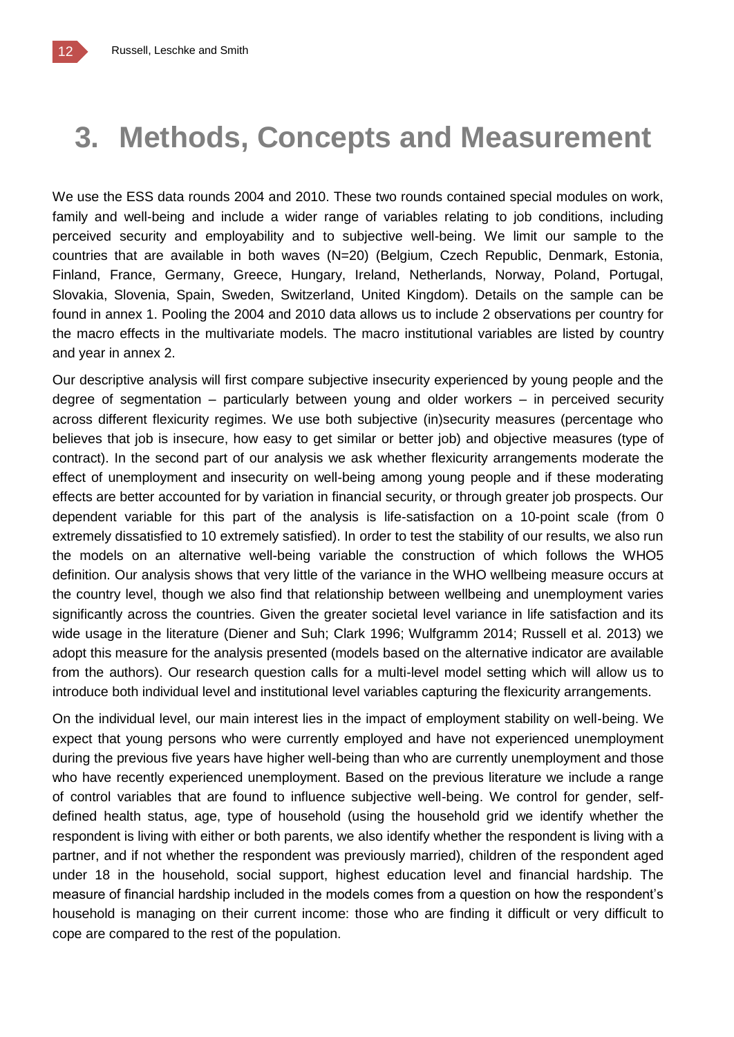# 3. Methods, Concepts and Measurement

We use the ESS data rounds 2004 and 2010. These two rounds contained special modules on work, family and well-being and include a wider range of variables relating to job conditions, including perceived security and employability and to subjective well-being. We limit our sample to the countries that are available in both waves (N=20) (Belgium, Czech Republic, Denmark, Estonia, Finland, France, Germany, Greece, Hungary, Ireland, Netherlands, Norway, Poland, Portugal, Slovakia, Slovenia, Spain, Sweden, Switzerland, United Kingdom). Details on the sample can be found in annex 1. Pooling the 2004 and 2010 data allows us to include 2 observations per country for the macro effects in the multivariate models. The macro institutional variables are listed by country and year in annex 2.

Our descriptive analysis will first compare subjective insecurity experienced by young people and the degree of segmentation – particularly between young and older workers – in perceived security across different flexicurity regimes. We use both subjective (in)security measures (percentage who believes that job is insecure, how easy to get similar or better job) and objective measures (type of contract). In the second part of our analysis we ask whether flexicurity arrangements moderate the effect of unemployment and insecurity on well-being among young people and if these moderating effects are better accounted for by variation in financial security, or through greater job prospects. Our dependent variable for this part of the analysis is life-satisfaction on a 10-point scale (from 0 extremely dissatisfied to 10 extremely satisfied). In order to test the stability of our results, we also run the models on an alternative well-being variable the construction of which follows the WHO5 definition. Our analysis shows that very little of the variance in the WHO wellbeing measure occurs at the country level, though we also find that relationship between wellbeing and unemployment varies significantly across the countries. Given the greater societal level variance in life satisfaction and its wide usage in the literature (Diener and Suh; Clark 1996; Wulfgramm 2014; Russell et al. 2013) we adopt this measure for the analysis presented (models based on the alternative indicator are available from the authors). Our research question calls for a multi-level model setting which will allow us to introduce both individual level and institutional level variables capturing the flexicurity arrangements.

On the individual level, our main interest lies in the impact of employment stability on well-being. We expect that young persons who were currently employed and have not experienced unemployment during the previous five years have higher well-being than who are currently unemployment and those who have recently experienced unemployment. Based on the previous literature we include a range of control variables that are found to influence subjective well-being. We control for gender, self-defined health status, age, type of household (using the household grid we identify whether the respondent is living with either or both parents, we also identify whether the respondent is living with a partner, and if not whether the respondent was previously married), children of the respondent aged under 18 in the household, social support, highest education level and financial hardship. The measure of financial hardship included in the models comes from a question on how the respondent's household is managing on their current income: those who are finding it difficult or very difficult to cope are compared to the rest of the population.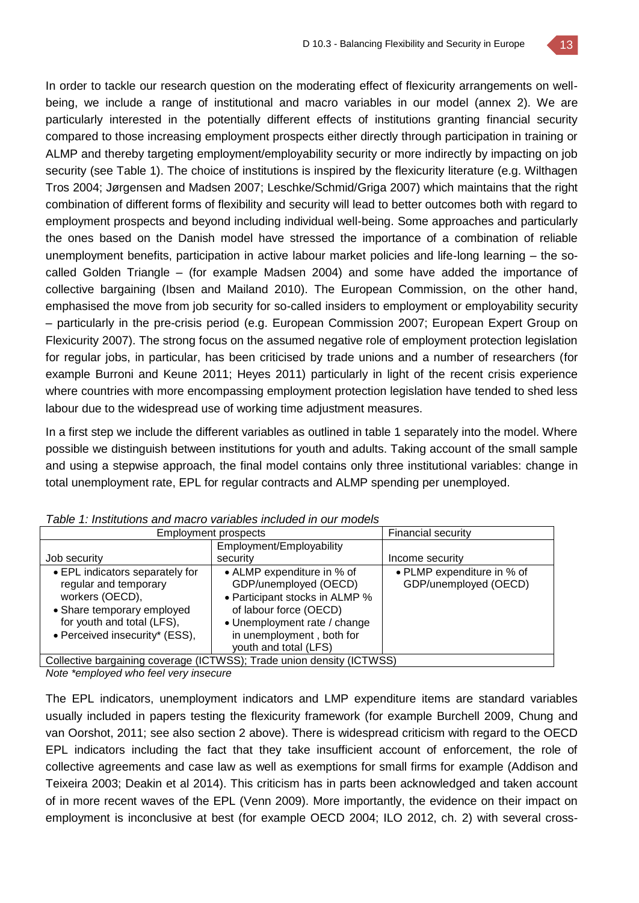In order to tackle our research question on the moderating effect of flexicurity arrangements on well-being, we include a range of institutional and macro variables in our model (annex 2). We are particularly interested in the potentially different effects of institutions granting financial security compared to those increasing employment prospects either directly through participation in training or ALMP and thereby targeting employment/employability security or more indirectly by impacting on job security (see Table 1). The choice of institutions is inspired by the flexicurity literature (e.g. Wilthagen Tros 2004; Jørgensen and Madsen 2007; Leschke/Schmid/Griga 2007) which maintains that the right combination of different forms of flexibility and security will lead to better outcomes both with regard to employment prospects and beyond including individual well-being. Some approaches and particularly the ones based on the Danish model have stressed the importance of a combination of reliable unemployment benefits, participation in active labour market policies and life-long learning – the so-called Golden Triangle – (for example Madsen 2004) and some have added the importance of collective bargaining (Ibsen and Mailand 2010). The European Commission, on the other hand, emphasised the move from job security for so-called insiders to employment or employability security – particularly in the pre-crisis period (e.g. European Commission 2007; European Expert Group on Flexicurity 2007). The strong focus on the assumed negative role of employment protection legislation for regular jobs, in particular, has been criticised by trade unions and a number of researchers (for example Burroni and Keune 2011; Heyes 2011) particularly in light of the recent crisis experience where countries with more encompassing employment protection legislation have tended to shed less labour due to the widespread use of working time adjustment measures.

In a first step we include the different variables as outlined in table 1 separately into the model. Where possible we distinguish between institutions for youth and adults. Taking account of the small sample and using a stepwise approach, the final model contains only three institutional variables: change in total unemployment rate, EPL for regular contracts and ALMP spending per unemployed.

*Table 1: Institutions and macro variables included in our models*

| Employment prospects | | Financial security |
|---|---|---|
| Job security | Employment/Employability security | Income security |
| • EPL indicators separately for regular and temporary workers (OECD),<br>• Share temporary employed for youth and total (LFS),<br>• Perceived insecurity* (ESS), | • ALMP expenditure in % of GDP/unemployed (OECD)<br>• Participant stocks in ALMP % of labour force (OECD)<br>• Unemployment rate / change in unemployment , both for youth and total (LFS) | • PLMP expenditure in % of GDP/unemployed (OECD) |
| Collective bargaining coverage (ICTWSS); Trade union density (ICTWSS) | | |

*Note *employed who feel very insecure*

The EPL indicators, unemployment indicators and LMP expenditure items are standard variables usually included in papers testing the flexicurity framework (for example Burchell 2009, Chung and van Oorshot, 2011; see also section 2 above). There is widespread criticism with regard to the OECD EPL indicators including the fact that they take insufficient account of enforcement, the role of collective agreements and case law as well as exemptions for small firms for example (Addison and Teixeira 2003; Deakin et al 2014). This criticism has in parts been acknowledged and taken account of in more recent waves of the EPL (Venn 2009). More importantly, the evidence on their impact on employment is inconclusive at best (for example OECD 2004; ILO 2012, ch. 2) with several cross-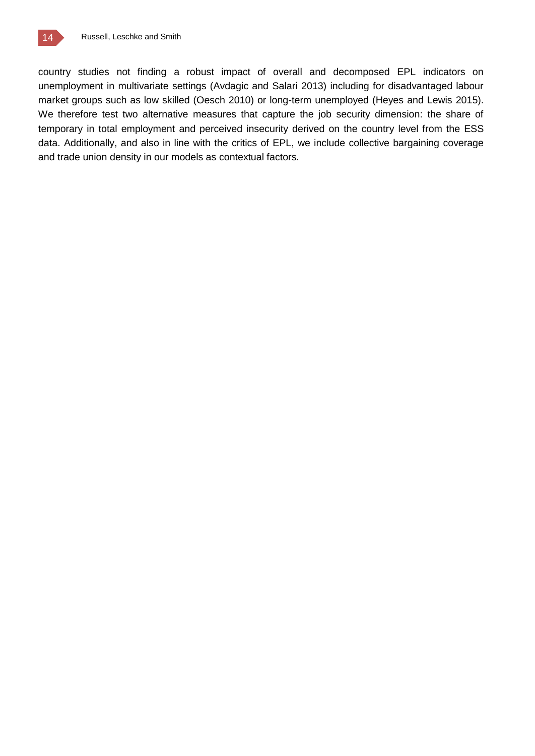country studies not finding a robust impact of overall and decomposed EPL indicators on unemployment in multivariate settings (Avdagic and Salari 2013) including for disadvantaged labour market groups such as low skilled (Oesch 2010) or long-term unemployed (Heyes and Lewis 2015). We therefore test two alternative measures that capture the job security dimension: the share of temporary in total employment and perceived insecurity derived on the country level from the ESS data. Additionally, and also in line with the critics of EPL, we include collective bargaining coverage and trade union density in our models as contextual factors.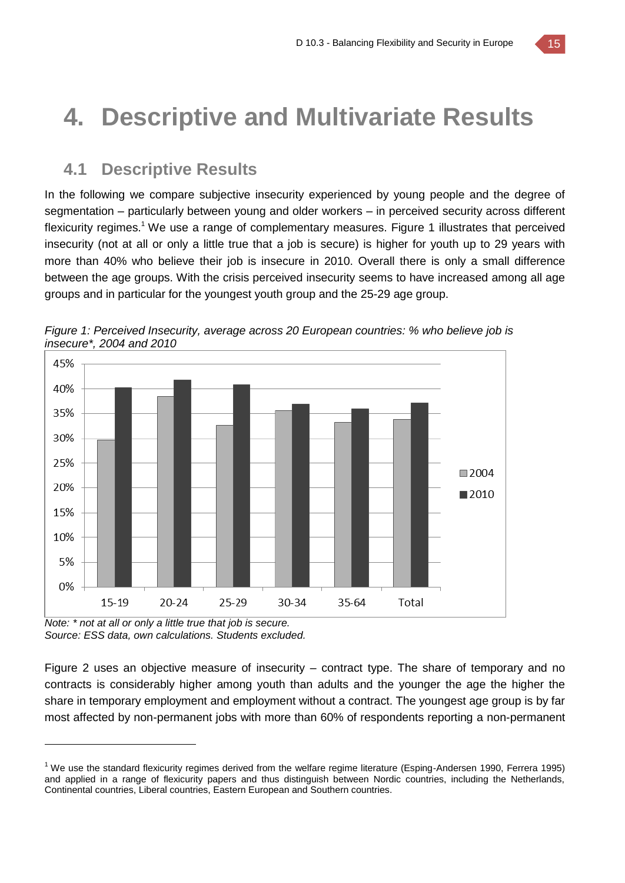# 4. Descriptive and Multivariate Results

## 4.1 Descriptive Results

In the following we compare subjective insecurity experienced by young people and the degree of segmentation – particularly between young and older workers – in perceived security across different flexicurity regimes.[1] We use a range of complementary measures. Figure 1 illustrates that perceived insecurity (not at all or only a little true that a job is secure) is higher for youth up to 29 years with more than 40% who believe their job is insecure in 2010. Overall there is only a small difference between the age groups. With the crisis perceived insecurity seems to have increased among all age groups and in particular for the youngest youth group and the 25-29 age group.

*Figure 1: Perceived Insecurity, average across 20 European countries: % who believe job is insecure*, 2004 and 2010*

*Note: * not at all or only a little true that job is secure.*
*Source: ESS data, own calculations. Students excluded.*

Figure 2 uses an objective measure of insecurity – contract type. The share of temporary and no contracts is considerably higher among youth than adults and the younger the age the higher the share in temporary employment and employment without a contract. The youngest age group is by far most affected by non-permanent jobs with more than 60% of respondents reporting a non-permanent

---

[1] We use the standard flexicurity regimes derived from the welfare regime literature (Esping-Andersen 1990, Ferrera 1995) and applied in a range of flexicurity papers and thus distinguish between Nordic countries, including the Netherlands, Continental countries, Liberal countries, Eastern European and Southern countries.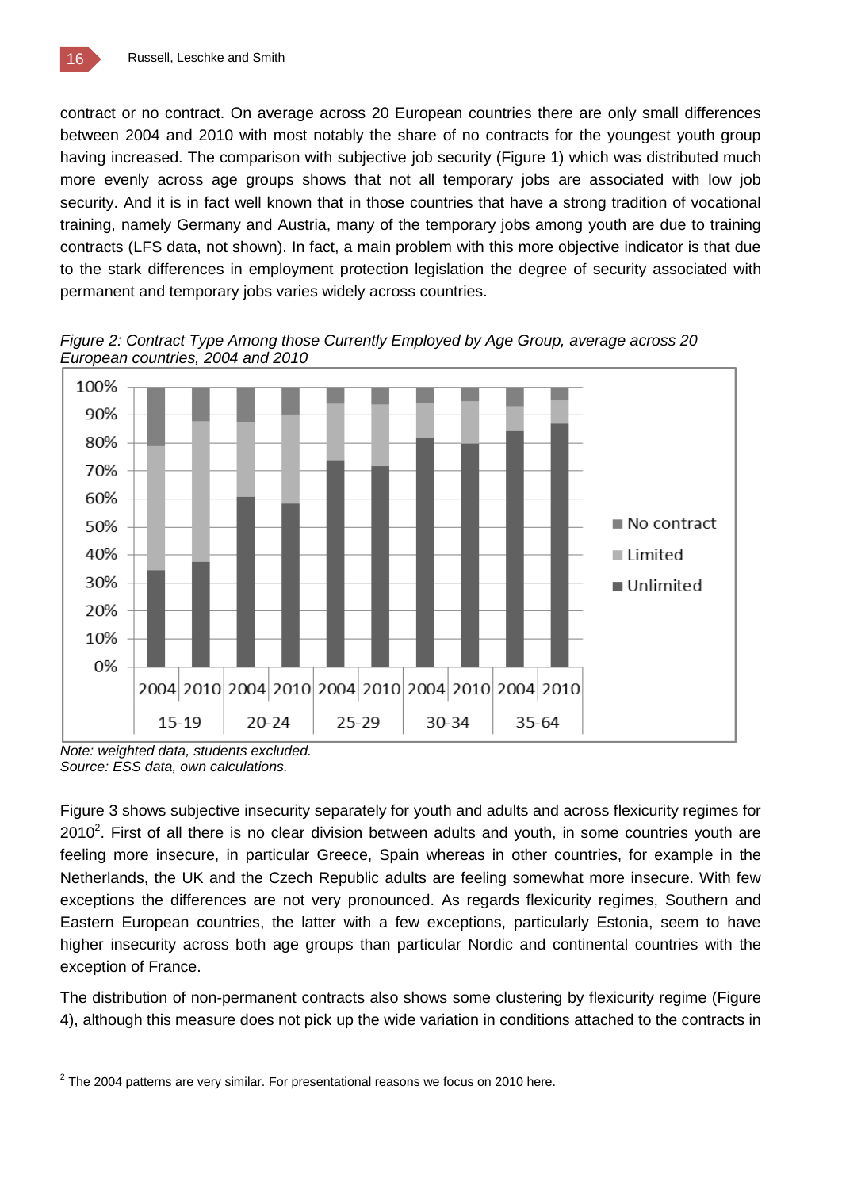contract or no contract. On average across 20 European countries there are only small differences between 2004 and 2010 with most notably the share of no contracts for the youngest youth group having increased. The comparison with subjective job security (Figure 1) which was distributed much more evenly across age groups shows that not all temporary jobs are associated with low job security. And it is in fact well known that in those countries that have a strong tradition of vocational training, namely Germany and Austria, many of the temporary jobs among youth are due to training contracts (LFS data, not shown). In fact, a main problem with this more objective indicator is that due to the stark differences in employment protection legislation the degree of security associated with permanent and temporary jobs varies widely across countries.

*Figure 2: Contract Type Among those Currently Employed by Age Group, average across 20 European countries, 2004 and 2010*

*Note: weighted data, students excluded.*
*Source: ESS data, own calculations.*

Figure 3 shows subjective insecurity separately for youth and adults and across flexicurity regimes for 2010[2]. First of all there is no clear division between adults and youth, in some countries youth are feeling more insecure, in particular Greece, Spain whereas in other countries, for example in the Netherlands, the UK and the Czech Republic adults are feeling somewhat more insecure. With few exceptions the differences are not very pronounced. As regards flexicurity regimes, Southern and Eastern European countries, the latter with a few exceptions, particularly Estonia, seem to have higher insecurity across both age groups than particular Nordic and continental countries with the exception of France.

The distribution of non-permanent contracts also shows some clustering by flexicurity regime (Figure 4), although this measure does not pick up the wide variation in conditions attached to the contracts in

[2] The 2004 patterns are very similar. For presentational reasons we focus on 2010 here.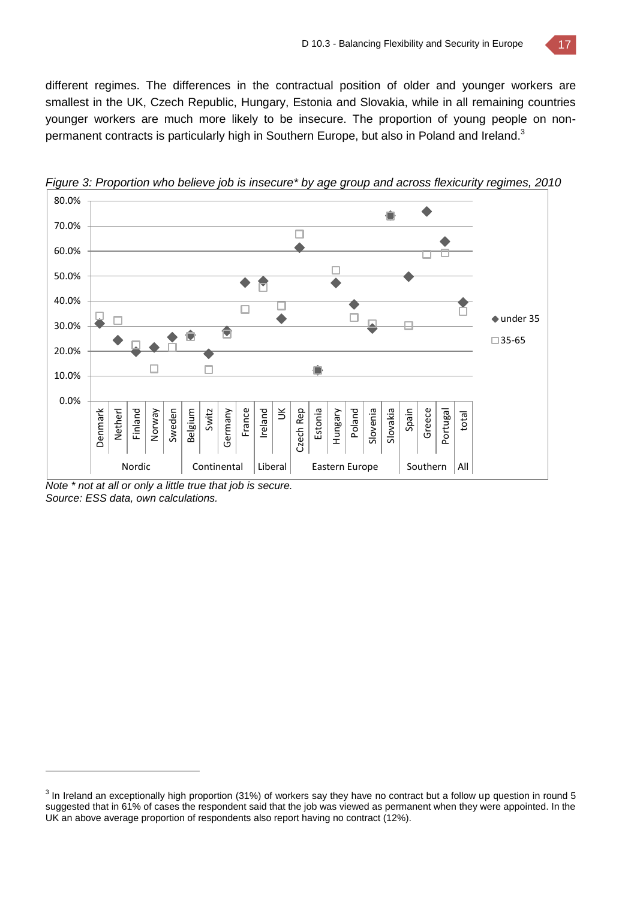different regimes. The differences in the contractual position of older and younger workers are smallest in the UK, Czech Republic, Hungary, Estonia and Slovakia, while in all remaining countries younger workers are much more likely to be insecure. The proportion of young people on non-permanent contracts is particularly high in Southern Europe, but also in Poland and Ireland.[3]

*Figure 3: Proportion who believe job is insecure* by age group and across flexicurity regimes, 2010*

*Note * not at all or only a little true that job is secure.*
*Source: ESS data, own calculations.*

---

[3] In Ireland an exceptionally high proportion (31%) of workers say they have no contract but a follow up question in round 5 suggested that in 61% of cases the respondent said that the job was viewed as permanent when they were appointed. In the UK an above average proportion of respondents also report having no contract (12%).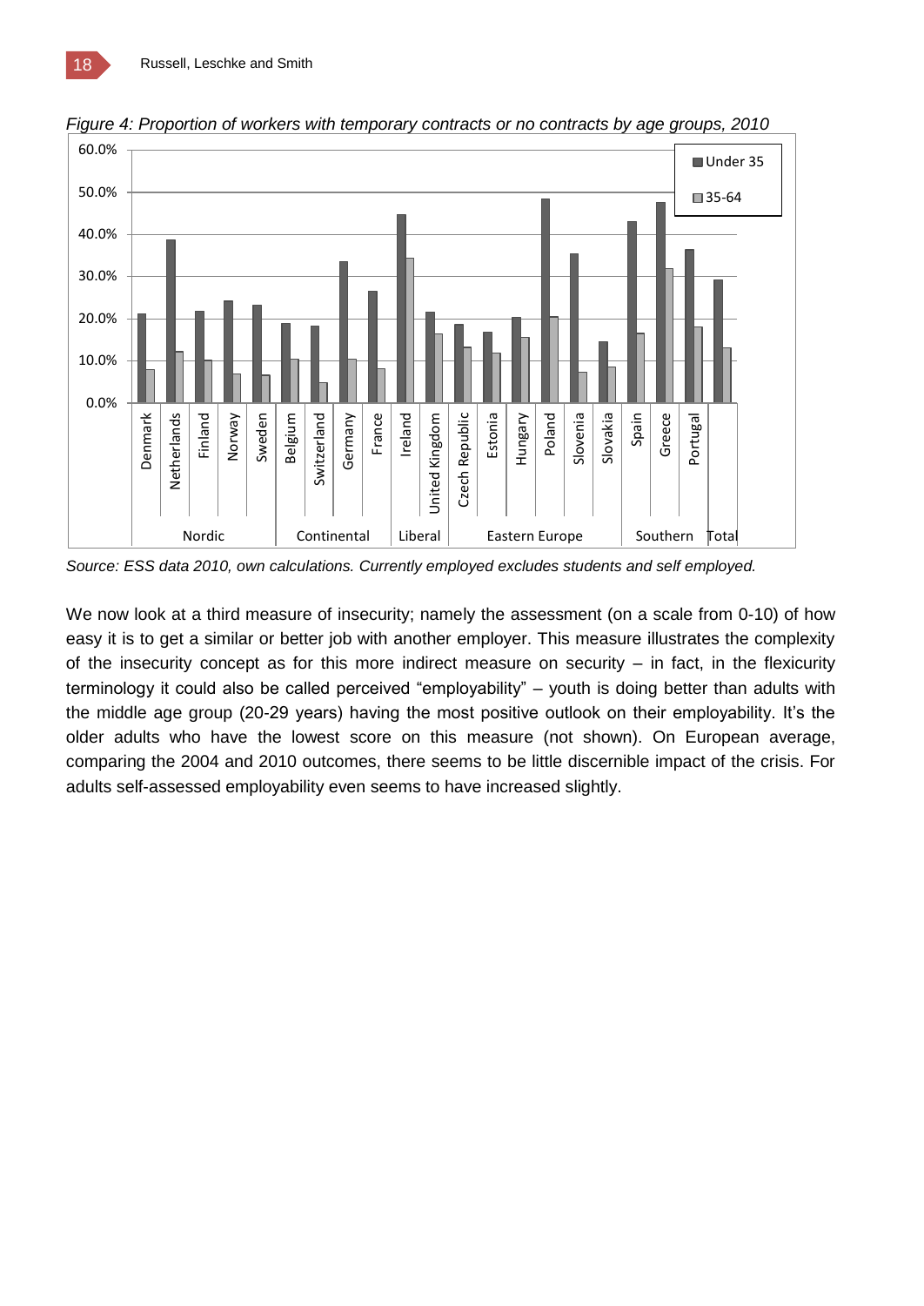*Figure 4: Proportion of workers with temporary contracts or no contracts by age groups, 2010*

*Source: ESS data 2010, own calculations. Currently employed excludes students and self employed.*

We now look at a third measure of insecurity; namely the assessment (on a scale from 0-10) of how easy it is to get a similar or better job with another employer. This measure illustrates the complexity of the insecurity concept as for this more indirect measure on security – in fact, in the flexicurity terminology it could also be called perceived “employability” – youth is doing better than adults with the middle age group (20-29 years) having the most positive outlook on their employability. It’s the older adults who have the lowest score on this measure (not shown). On European average, comparing the 2004 and 2010 outcomes, there seems to be little discernible impact of the crisis. For adults self-assessed employability even seems to have increased slightly.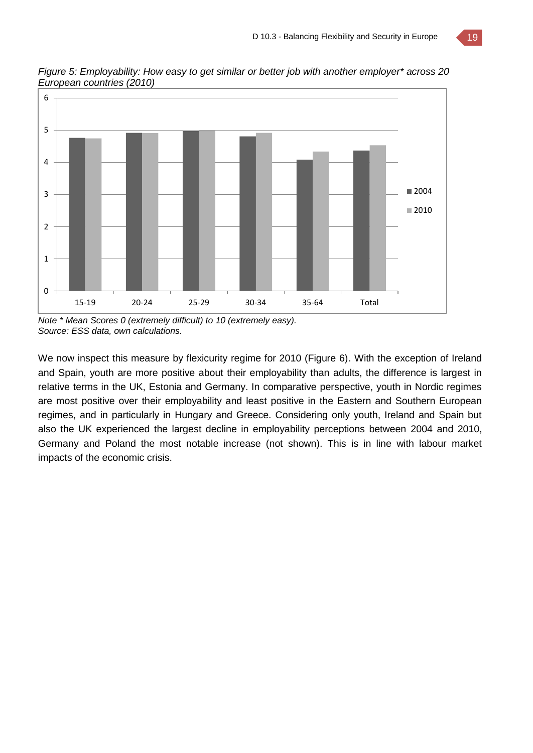*Figure 5: Employability: How easy to get similar or better job with another employer* across 20 European countries (2010)*

*Note * Mean Scores 0 (extremely difficult) to 10 (extremely easy).*
*Source: ESS data, own calculations.*

We now inspect this measure by flexicurity regime for 2010 (Figure 6). With the exception of Ireland and Spain, youth are more positive about their employability than adults, the difference is largest in relative terms in the UK, Estonia and Germany. In comparative perspective, youth in Nordic regimes are most positive over their employability and least positive in the Eastern and Southern European regimes, and in particularly in Hungary and Greece. Considering only youth, Ireland and Spain but also the UK experienced the largest decline in employability perceptions between 2004 and 2010, Germany and Poland the most notable increase (not shown). This is in line with labour market impacts of the economic crisis.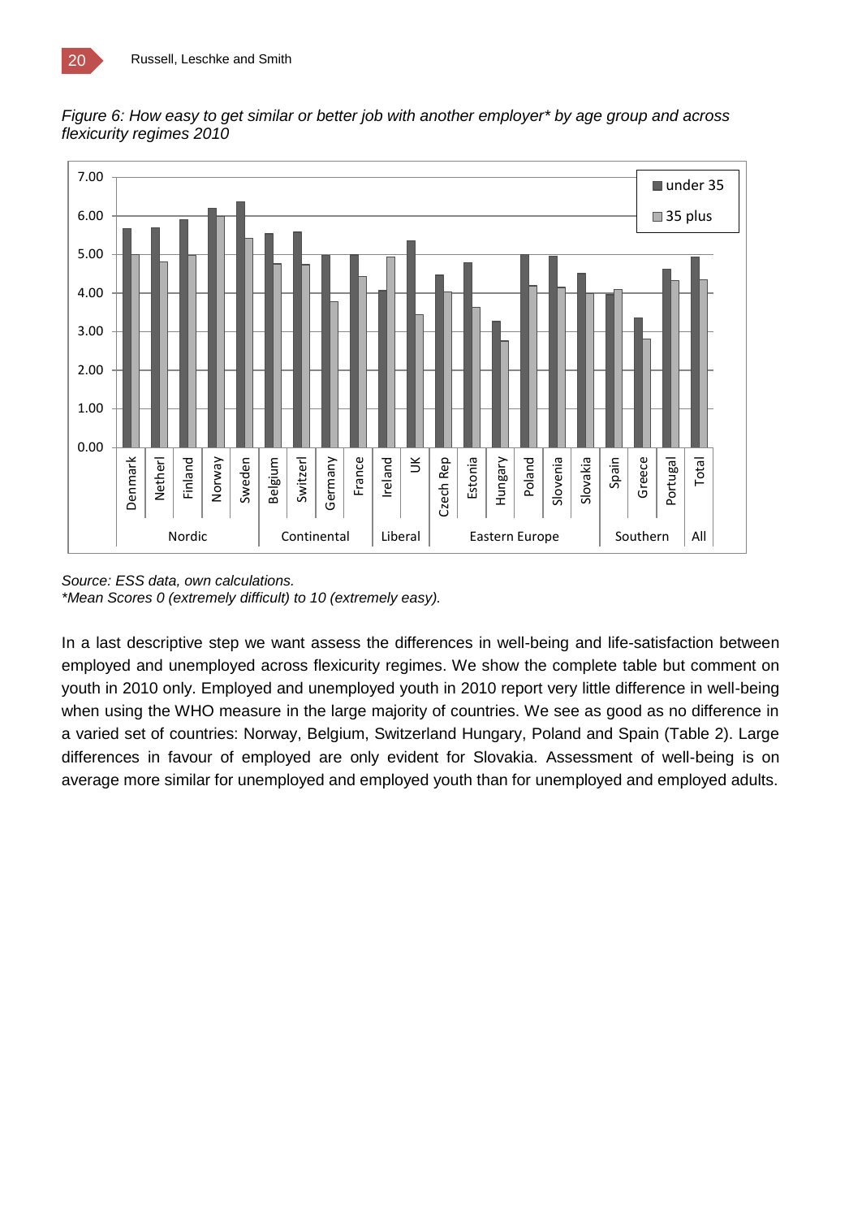*Figure 6: How easy to get similar or better job with another employer* by age group and across flexicurity regimes 2010*

*Source: ESS data, own calculations.*
**Mean Scores 0 (extremely difficult) to 10 (extremely easy).*

In a last descriptive step we want assess the differences in well-being and life-satisfaction between employed and unemployed across flexicurity regimes. We show the complete table but comment on youth in 2010 only. Employed and unemployed youth in 2010 report very little difference in well-being when using the WHO measure in the large majority of countries. We see as good as no difference in a varied set of countries: Norway, Belgium, Switzerland Hungary, Poland and Spain (Table 2). Large differences in favour of employed are only evident for Slovakia. Assessment of well-being is on average more similar for unemployed and employed youth than for unemployed and employed adults.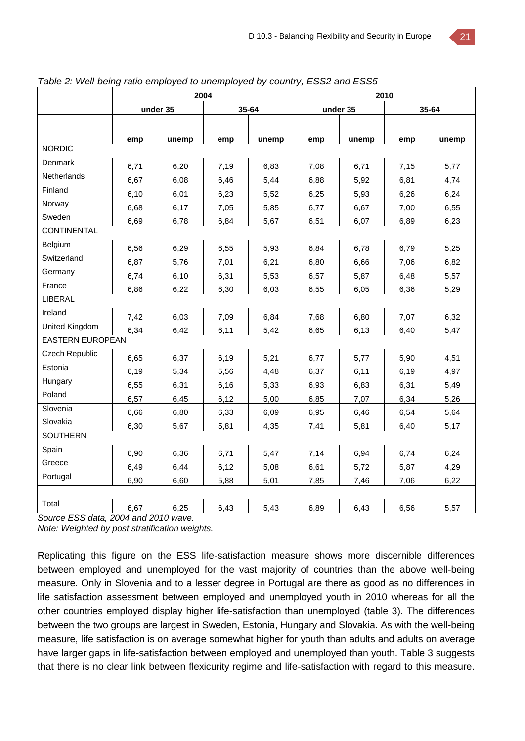*Table 2: Well-being ratio employed to unemployed by country, ESS2 and ESS5*

| | 2004 | | | | 2010 | | | |
|---|---|---|---|---|---|---|---|---|
| | under 35 | | 35-64 | | under 35 | | 35-64 | |
| | emp | unemp | emp | unemp | emp | unemp | emp | unemp |
| NORDIC | | | | | | | | |
| Denmark | 6,71 | 6,20 | 7,19 | 6,83 | 7,08 | 6,71 | 7,15 | 5,77 |
| Netherlands | 6,67 | 6,08 | 6,46 | 5,44 | 6,88 | 5,92 | 6,81 | 4,74 |
| Finland | 6,10 | 6,01 | 6,23 | 5,52 | 6,25 | 5,93 | 6,26 | 6,24 |
| Norway | 6,68 | 6,17 | 7,05 | 5,85 | 6,77 | 6,67 | 7,00 | 6,55 |
| Sweden | 6,69 | 6,78 | 6,84 | 5,67 | 6,51 | 6,07 | 6,89 | 6,23 |
| CONTINENTAL | | | | | | | | |
| Belgium | 6,56 | 6,29 | 6,55 | 5,93 | 6,84 | 6,78 | 6,79 | 5,25 |
| Switzerland | 6,87 | 5,76 | 7,01 | 6,21 | 6,80 | 6,66 | 7,06 | 6,82 |
| Germany | 6,74 | 6,10 | 6,31 | 5,53 | 6,57 | 5,87 | 6,48 | 5,57 |
| France | 6,86 | 6,22 | 6,30 | 6,03 | 6,55 | 6,05 | 6,36 | 5,29 |
| LIBERAL | | | | | | | | |
| Ireland | 7,42 | 6,03 | 7,09 | 6,84 | 7,68 | 6,80 | 7,07 | 6,32 |
| United Kingdom | 6,34 | 6,42 | 6,11 | 5,42 | 6,65 | 6,13 | 6,40 | 5,47 |
| EASTERN EUROPEAN | | | | | | | | |
| Czech Republic | 6,65 | 6,37 | 6,19 | 5,21 | 6,77 | 5,77 | 5,90 | 4,51 |
| Estonia | 6,19 | 5,34 | 5,56 | 4,48 | 6,37 | 6,11 | 6,19 | 4,97 |
| Hungary | 6,55 | 6,31 | 6,16 | 5,33 | 6,93 | 6,83 | 6,31 | 5,49 |
| Poland | 6,57 | 6,45 | 6,12 | 5,00 | 6,85 | 7,07 | 6,34 | 5,26 |
| Slovenia | 6,66 | 6,80 | 6,33 | 6,09 | 6,95 | 6,46 | 6,54 | 5,64 |
| Slovakia | 6,30 | 5,67 | 5,81 | 4,35 | 7,41 | 5,81 | 6,40 | 5,17 |
| SOUTHERN | | | | | | | | |
| Spain | 6,90 | 6,36 | 6,71 | 5,47 | 7,14 | 6,94 | 6,74 | 6,24 |
| Greece | 6,49 | 6,44 | 6,12 | 5,08 | 6,61 | 5,72 | 5,87 | 4,29 |
| Portugal | 6,90 | 6,60 | 5,88 | 5,01 | 7,85 | 7,46 | 7,06 | 6,22 |
| | | | | | | | | |
| Total | 6,67 | 6,25 | 6,43 | 5,43 | 6,89 | 6,43 | 6,56 | 5,57 |

*Source ESS data, 2004 and 2010 wave.*
*Note: Weighted by post stratification weights.*

Replicating this figure on the ESS life-satisfaction measure shows more discernible differences between employed and unemployed for the vast majority of countries than the above well-being measure. Only in Slovenia and to a lesser degree in Portugal are there as good as no differences in life satisfaction assessment between employed and unemployed youth in 2010 whereas for all the other countries employed display higher life-satisfaction than unemployed (table 3). The differences between the two groups are largest in Sweden, Estonia, Hungary and Slovakia. As with the well-being measure, life satisfaction is on average somewhat higher for youth than adults and adults on average have larger gaps in life-satisfaction between employed and unemployed than youth. Table 3 suggests that there is no clear link between flexicurity regime and life-satisfaction with regard to this measure.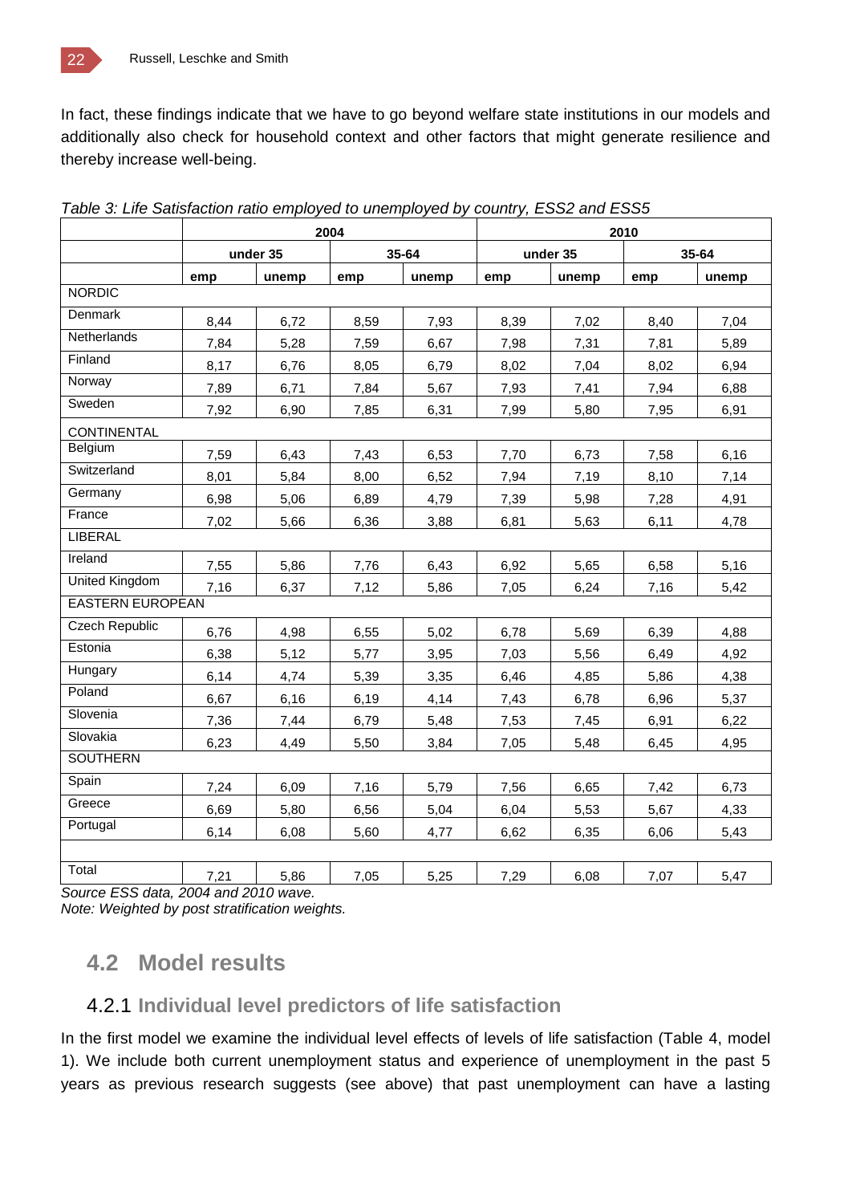In fact, these findings indicate that we have to go beyond welfare state institutions in our models and additionally also check for household context and other factors that might generate resilience and thereby increase well-being.

*Table 3: Life Satisfaction ratio employed to unemployed by country, ESS2 and ESS5*

| | 2004 | | | | 2010 | | | |
|---|---|---|---|---|---|---|---|---|
| | under 35 | | 35-64 | | under 35 | | 35-64 | |
| | emp | unemp | emp | unemp | emp | unemp | emp | unemp |
| NORDIC | | | | | | | | |
| Denmark | 8,44 | 6,72 | 8,59 | 7,93 | 8,39 | 7,02 | 8,40 | 7,04 |
| Netherlands | 7,84 | 5,28 | 7,59 | 6,67 | 7,98 | 7,31 | 7,81 | 5,89 |
| Finland | 8,17 | 6,76 | 8,05 | 6,79 | 8,02 | 7,04 | 8,02 | 6,94 |
| Norway | 7,89 | 6,71 | 7,84 | 5,67 | 7,93 | 7,41 | 7,94 | 6,88 |
| Sweden | 7,92 | 6,90 | 7,85 | 6,31 | 7,99 | 5,80 | 7,95 | 6,91 |
| CONTINENTAL | | | | | | | | |
| Belgium | 7,59 | 6,43 | 7,43 | 6,53 | 7,70 | 6,73 | 7,58 | 6,16 |
| Switzerland | 8,01 | 5,84 | 8,00 | 6,52 | 7,94 | 7,19 | 8,10 | 7,14 |
| Germany | 6,98 | 5,06 | 6,89 | 4,79 | 7,39 | 5,98 | 7,28 | 4,91 |
| France | 7,02 | 5,66 | 6,36 | 3,88 | 6,81 | 5,63 | 6,11 | 4,78 |
| LIBERAL | | | | | | | | |
| Ireland | 7,55 | 5,86 | 7,76 | 6,43 | 6,92 | 5,65 | 6,58 | 5,16 |
| United Kingdom | 7,16 | 6,37 | 7,12 | 5,86 | 7,05 | 6,24 | 7,16 | 5,42 |
| EASTERN EUROPEAN | | | | | | | | |
| Czech Republic | 6,76 | 4,98 | 6,55 | 5,02 | 6,78 | 5,69 | 6,39 | 4,88 |
| Estonia | 6,38 | 5,12 | 5,77 | 3,95 | 7,03 | 5,56 | 6,49 | 4,92 |
| Hungary | 6,14 | 4,74 | 5,39 | 3,35 | 6,46 | 4,85 | 5,86 | 4,38 |
| Poland | 6,67 | 6,16 | 6,19 | 4,14 | 7,43 | 6,78 | 6,96 | 5,37 |
| Slovenia | 7,36 | 7,44 | 6,79 | 5,48 | 7,53 | 7,45 | 6,91 | 6,22 |
| Slovakia | 6,23 | 4,49 | 5,50 | 3,84 | 7,05 | 5,48 | 6,45 | 4,95 |
| SOUTHERN | | | | | | | | |
| Spain | 7,24 | 6,09 | 7,16 | 5,79 | 7,56 | 6,65 | 7,42 | 6,73 |
| Greece | 6,69 | 5,80 | 6,56 | 5,04 | 6,04 | 5,53 | 5,67 | 4,33 |
| Portugal | 6,14 | 6,08 | 5,60 | 4,77 | 6,62 | 6,35 | 6,06 | 5,43 |
| | | | | | | | | |
| Total | 7,21 | 5,86 | 7,05 | 5,25 | 7,29 | 6,08 | 7,07 | 5,47 |

*Source ESS data, 2004 and 2010 wave.*
*Note: Weighted by post stratification weights.*

## 4.2 Model results

### 4.2.1 Individual level predictors of life satisfaction

In the first model we examine the individual level effects of levels of life satisfaction (Table 4, model 1). We include both current unemployment status and experience of unemployment in the past 5 years as previous research suggests (see above) that past unemployment can have a lasting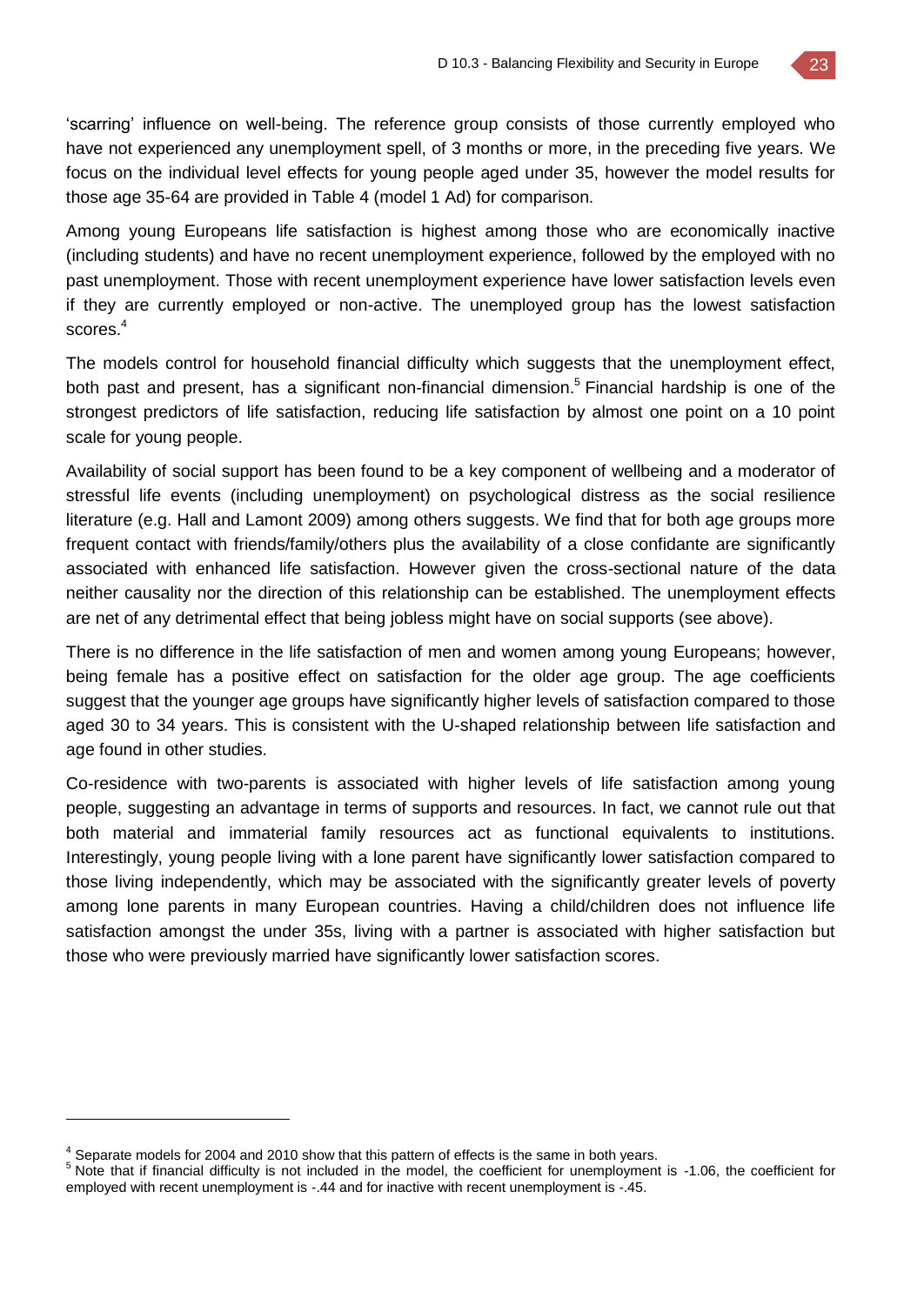'scarring' influence on well-being. The reference group consists of those currently employed who have not experienced any unemployment spell, of 3 months or more, in the preceding five years. We focus on the individual level effects for young people aged under 35, however the model results for those age 35-64 are provided in Table 4 (model 1 Ad) for comparison.

Among young Europeans life satisfaction is highest among those who are economically inactive (including students) and have no recent unemployment experience, followed by the employed with no past unemployment. Those with recent unemployment experience have lower satisfaction levels even if they are currently employed or non-active. The unemployed group has the lowest satisfaction scores.[4]

The models control for household financial difficulty which suggests that the unemployment effect, both past and present, has a significant non-financial dimension.[5] Financial hardship is one of the strongest predictors of life satisfaction, reducing life satisfaction by almost one point on a 10 point scale for young people.

Availability of social support has been found to be a key component of wellbeing and a moderator of stressful life events (including unemployment) on psychological distress as the social resilience literature (e.g. Hall and Lamont 2009) among others suggests. We find that for both age groups more frequent contact with friends/family/others plus the availability of a close confidante are significantly associated with enhanced life satisfaction. However given the cross-sectional nature of the data neither causality nor the direction of this relationship can be established. The unemployment effects are net of any detrimental effect that being jobless might have on social supports (see above).

There is no difference in the life satisfaction of men and women among young Europeans; however, being female has a positive effect on satisfaction for the older age group. The age coefficients suggest that the younger age groups have significantly higher levels of satisfaction compared to those aged 30 to 34 years. This is consistent with the U-shaped relationship between life satisfaction and age found in other studies.

Co-residence with two-parents is associated with higher levels of life satisfaction among young people, suggesting an advantage in terms of supports and resources. In fact, we cannot rule out that both material and immaterial family resources act as functional equivalents to institutions. Interestingly, young people living with a lone parent have significantly lower satisfaction compared to those living independently, which may be associated with the significantly greater levels of poverty among lone parents in many European countries. Having a child/children does not influence life satisfaction amongst the under 35s, living with a partner is associated with higher satisfaction but those who were previously married have significantly lower satisfaction scores.

---

[4] Separate models for 2004 and 2010 show that this pattern of effects is the same in both years.

[5] Note that if financial difficulty is not included in the model, the coefficient for unemployment is -1.06, the coefficient for employed with recent unemployment is -.44 and for inactive with recent unemployment is -.45.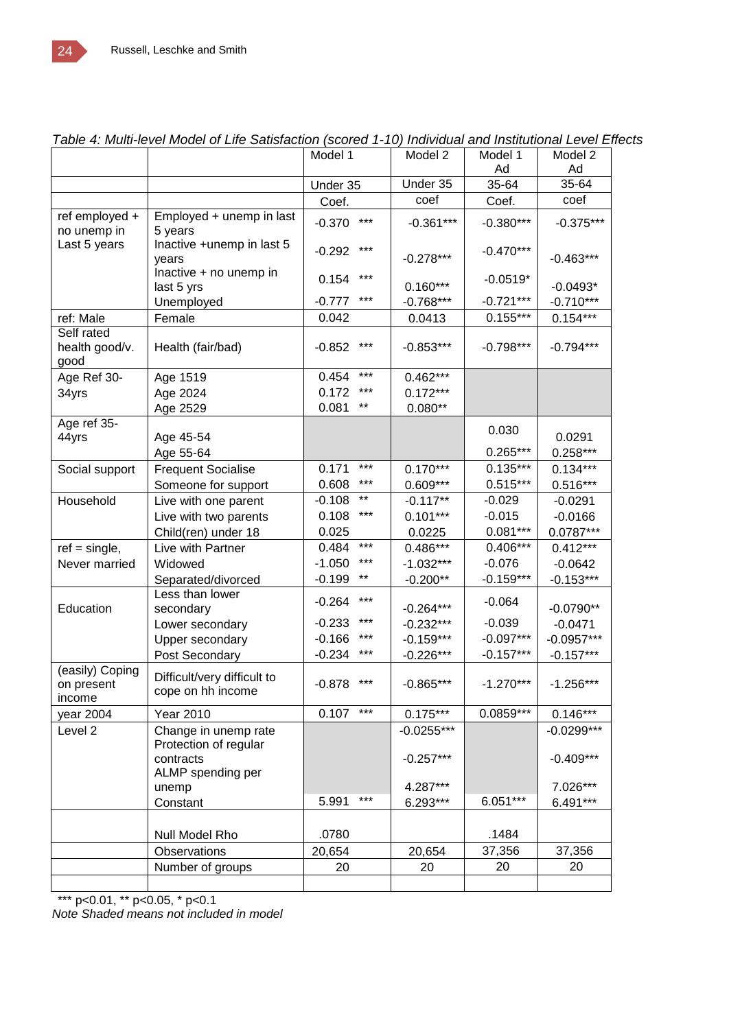*Table 4: Multi-level Model of Life Satisfaction (scored 1-10) Individual and Institutional Level Effects*

| | | Model 1 | Model 2 | Model 1 Ad | Model 2 Ad |
|---|---|---|---|---|---|
| | | Under 35 | Under 35 | 35-64 | 35-64 |
| | | Coef. | coef | Coef. | coef |
| ref employed + no unemp in Last 5 years | Employed + unemp in last 5 years | -0.370 *** | -0.361*** | -0.380*** | -0.375*** |
| | Inactive +unemp in last 5 years | -0.292 *** | -0.278*** | -0.470*** | -0.463*** |
| | Inactive + no unemp in last 5 yrs | 0.154 *** | 0.160*** | -0.0519* | -0.0493* |
| | Unemployed | -0.777 *** | -0.768*** | -0.721*** | -0.710*** |
| ref: Male | Female | 0.042 | 0.0413 | 0.155*** | 0.154*** |
| Self rated health good/v. good | Health (fair/bad) | -0.852 *** | -0.853*** | -0.798*** | -0.794*** |
| Age Ref 30-34yrs | Age 1519 | 0.454 *** | 0.462*** | | |
| | Age 2024 | 0.172 *** | 0.172*** | | |
| | Age 2529 | 0.081 ** | 0.080** | | |
| Age ref 35-44yrs | Age 45-54 | | | 0.030 | 0.0291 |
| | Age 55-64 | | | 0.265*** | 0.258*** |
| Social support | Frequent Socialise | 0.171 *** | 0.170*** | 0.135*** | 0.134*** |
| | Someone for support | 0.608 *** | 0.609*** | 0.515*** | 0.516*** |
| Household | Live with one parent | -0.108 ** | -0.117** | -0.029 | -0.0291 |
| | Live with two parents | 0.108 *** | 0.101*** | -0.015 | -0.0166 |
| | Child(ren) under 18 | 0.025 | 0.0225 | 0.081*** | 0.0787*** |
| ref = single, Never married | Live with Partner | 0.484 *** | 0.486*** | 0.406*** | 0.412*** |
| | Widowed | -1.050 *** | -1.032*** | -0.076 | -0.0642 |
| | Separated/divorced | -0.199 ** | -0.200** | -0.159*** | -0.153*** |
| Education | Less than lower secondary | -0.264 *** | -0.264*** | -0.064 | -0.0790** |
| | Lower secondary | -0.233 *** | -0.232*** | -0.039 | -0.0471 |
| | Upper secondary | -0.166 *** | -0.159*** | -0.097*** | -0.0957*** |
| | Post Secondary | -0.234 *** | -0.226*** | -0.157*** | -0.157*** |
| (easily) Coping on present income | Difficult/very difficult to cope on hh income | -0.878 *** | -0.865*** | -1.270*** | -1.256*** |
| year 2004 | Year 2010 | 0.107 *** | 0.175*** | 0.0859*** | 0.146*** |
| Level 2 | Change in unemp rate | | -0.0255*** | | -0.0299*** |
| | Protection of regular contracts | | -0.257*** | | -0.409*** |
| | ALMP spending per unemp | | 4.287*** | | 7.026*** |
| | Constant | 5.991 *** | 6.293*** | 6.051*** | 6.491*** |
| | Null Model Rho | .0780 | | .1484 | |
| | Observations | 20,654 | 20,654 | 37,356 | 37,356 |
| | Number of groups | 20 | 20 | 20 | 20 |

*** p<0.01, ** p<0.05, * p<0.1

*Note Shaded means not included in model*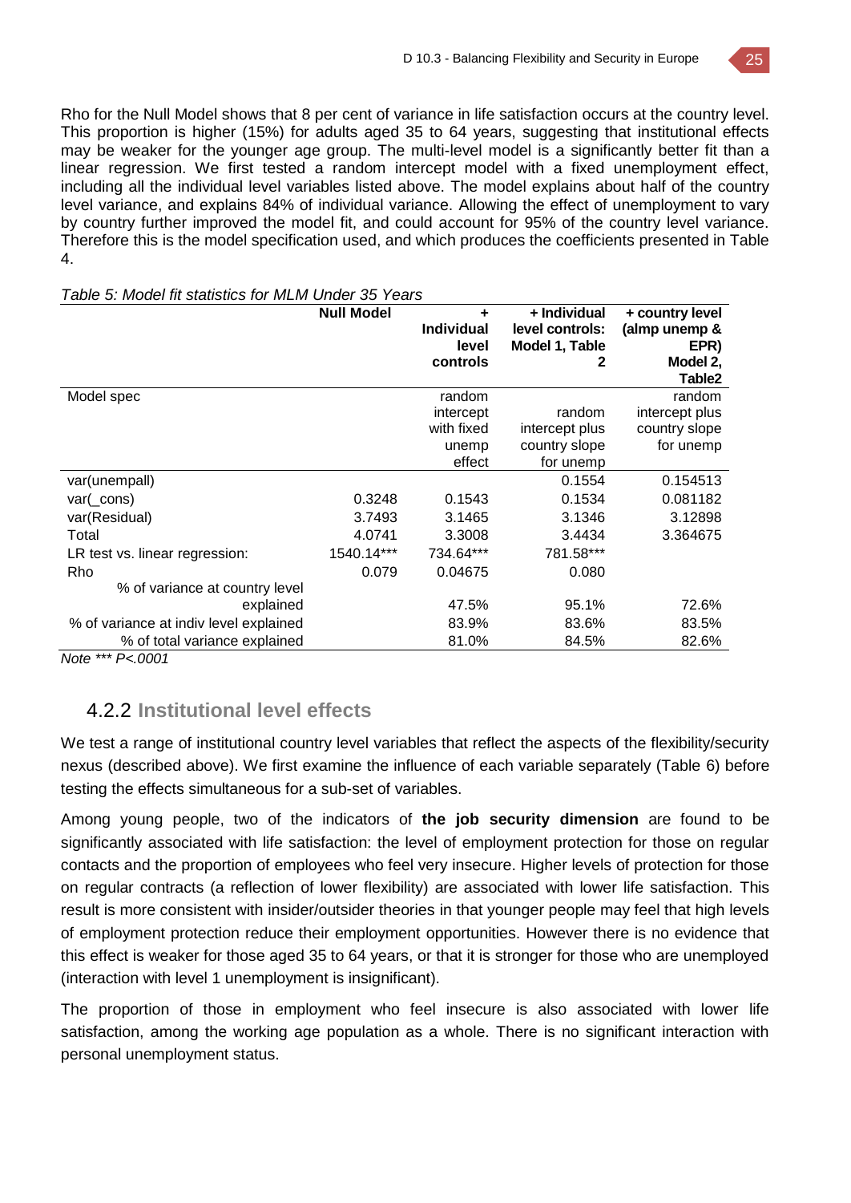Rho for the Null Model shows that 8 per cent of variance in life satisfaction occurs at the country level. This proportion is higher (15%) for adults aged 35 to 64 years, suggesting that institutional effects may be weaker for the younger age group. The multi-level model is a significantly better fit than a linear regression. We first tested a random intercept model with a fixed unemployment effect, including all the individual level variables listed above. The model explains about half of the country level variance, and explains 84% of individual variance. Allowing the effect of unemployment to vary by country further improved the model fit, and could account for 95% of the country level variance. Therefore this is the model specification used, and which produces the coefficients presented in Table 4.

*Table 5: Model fit statistics for MLM Under 35 Years*

| | **Null Model** | **+ Individual level controls** | **+ Individual level controls: Model 1, Table 2** | **+ country level (almp unemp & EPR) Model 2, Table2** |
|---|---|---|---|---|
| Model spec | | random intercept with fixed unemp effect | random intercept plus country slope for unemp | random intercept plus country slope for unemp |
| var(unempall) | | | 0.1554 | 0.154513 |
| var(_cons) | 0.3248 | 0.1543 | 0.1534 | 0.081182 |
| var(Residual) | 3.7493 | 3.1465 | 3.1346 | 3.12898 |
| Total | 4.0741 | 3.3008 | 3.4434 | 3.364675 |
| LR test vs. linear regression: | 1540.14*** | 734.64*** | 781.58*** | |
| Rho | 0.079 | 0.04675 | 0.080 | |
| % of variance at country level explained | | 47.5% | 95.1% | 72.6% |
| % of variance at indiv level explained | | 83.9% | 83.6% | 83.5% |
| % of total variance explained | | 81.0% | 84.5% | 82.6% |

*Note \*\*\* P<.0001*

### 4.2.2 Institutional level effects

We test a range of institutional country level variables that reflect the aspects of the flexibility/security nexus (described above). We first examine the influence of each variable separately (Table 6) before testing the effects simultaneous for a sub-set of variables.

Among young people, two of the indicators of **the job security dimension** are found to be significantly associated with life satisfaction: the level of employment protection for those on regular contacts and the proportion of employees who feel very insecure. Higher levels of protection for those on regular contracts (a reflection of lower flexibility) are associated with lower life satisfaction. This result is more consistent with insider/outsider theories in that younger people may feel that high levels of employment protection reduce their employment opportunities. However there is no evidence that this effect is weaker for those aged 35 to 64 years, or that it is stronger for those who are unemployed (interaction with level 1 unemployment is insignificant).

The proportion of those in employment who feel insecure is also associated with lower life satisfaction, among the working age population as a whole. There is no significant interaction with personal unemployment status.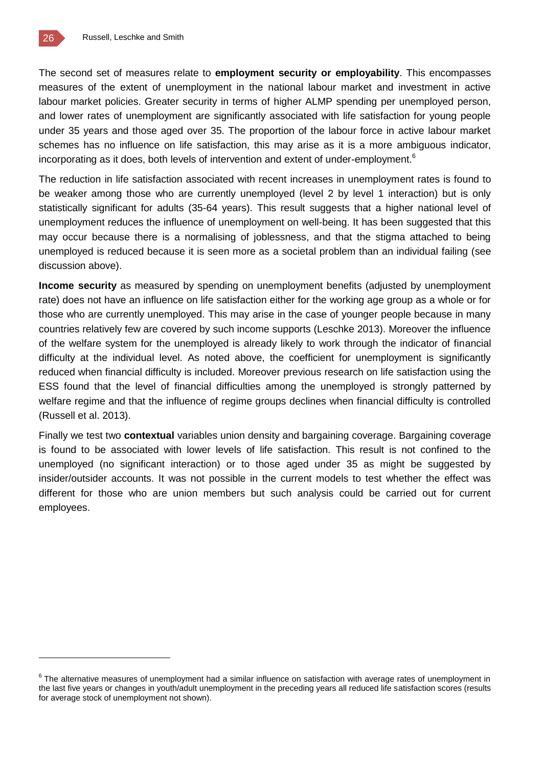The second set of measures relate to **employment security or employability**. This encompasses measures of the extent of unemployment in the national labour market and investment in active labour market policies. Greater security in terms of higher ALMP spending per unemployed person, and lower rates of unemployment are significantly associated with life satisfaction for young people under 35 years and those aged over 35. The proportion of the labour force in active labour market schemes has no influence on life satisfaction, this may arise as it is a more ambiguous indicator, incorporating as it does, both levels of intervention and extent of under-employment.[6]

The reduction in life satisfaction associated with recent increases in unemployment rates is found to be weaker among those who are currently unemployed (level 2 by level 1 interaction) but is only statistically significant for adults (35-64 years). This result suggests that a higher national level of unemployment reduces the influence of unemployment on well-being. It has been suggested that this may occur because there is a normalising of joblessness, and that the stigma attached to being unemployed is reduced because it is seen more as a societal problem than an individual failing (see discussion above).

**Income security** as measured by spending on unemployment benefits (adjusted by unemployment rate) does not have an influence on life satisfaction either for the working age group as a whole or for those who are currently unemployed. This may arise in the case of younger people because in many countries relatively few are covered by such income supports (Leschke 2013). Moreover the influence of the welfare system for the unemployed is already likely to work through the indicator of financial difficulty at the individual level. As noted above, the coefficient for unemployment is significantly reduced when financial difficulty is included. Moreover previous research on life satisfaction using the ESS found that the level of financial difficulties among the unemployed is strongly patterned by welfare regime and that the influence of regime groups declines when financial difficulty is controlled (Russell et al. 2013).

Finally we test two **contextual** variables union density and bargaining coverage. Bargaining coverage is found to be associated with lower levels of life satisfaction. This result is not confined to the unemployed (no significant interaction) or to those aged under 35 as might be suggested by insider/outsider accounts. It was not possible in the current models to test whether the effect was different for those who are union members but such analysis could be carried out for current employees.

---

[6] The alternative measures of unemployment had a similar influence on satisfaction with average rates of unemployment in the last five years or changes in youth/adult unemployment in the preceding years all reduced life satisfaction scores (results for average stock of unemployment not shown).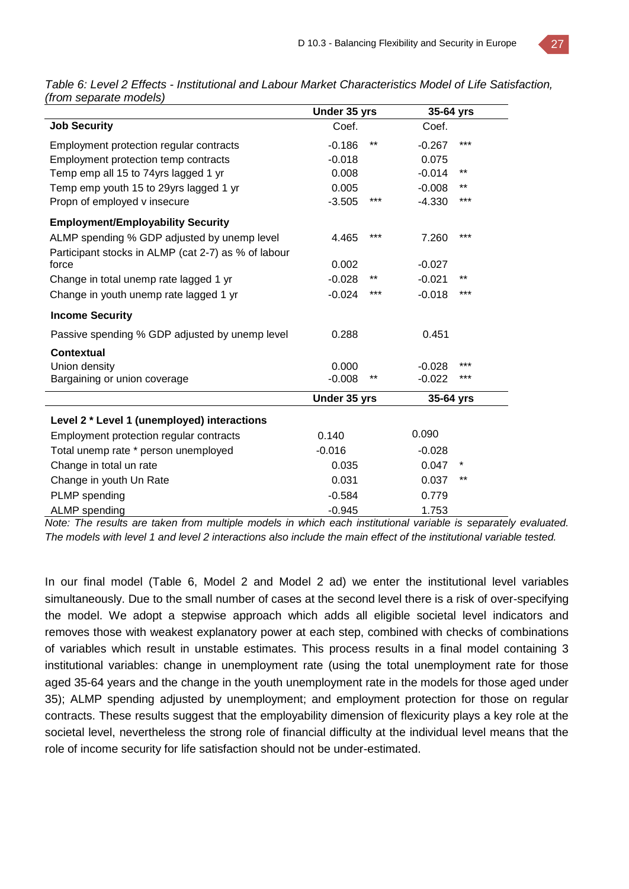*Table 6: Level 2 Effects - Institutional and Labour Market Characteristics Model of Life Satisfaction, (from separate models)*

| | Under 35 yrs | | 35-64 yrs | |
|---|---|---|---|---|
| **Job Security** | Coef. | | Coef. | |
| Employment protection regular contracts | -0.186 | ** | -0.267 | *** |
| Employment protection temp contracts | -0.018 | | 0.075 | |
| Temp emp all 15 to 74yrs lagged 1 yr | 0.008 | | -0.014 | ** |
| Temp emp youth 15 to 29yrs lagged 1 yr | 0.005 | | -0.008 | ** |
| Propn of employed v insecure | -3.505 | *** | -4.330 | *** |
| **Employment/Employability Security** | | | | |
| ALMP spending % GDP adjusted by unemp level | 4.465 | *** | 7.260 | *** |
| Participant stocks in ALMP (cat 2-7) as % of labour force | 0.002 | | -0.027 | |
| Change in total unemp rate lagged 1 yr | -0.028 | ** | -0.021 | ** |
| Change in youth unemp rate lagged 1 yr | -0.024 | *** | -0.018 | *** |
| **Income Security** | | | | |
| Passive spending % GDP adjusted by unemp level | 0.288 | | 0.451 | |
| **Contextual** | | | | |
| Union density | 0.000 | | -0.028 | *** |
| Bargaining or union coverage | -0.008 | ** | -0.022 | *** |
| | **Under 35 yrs** | | **35-64 yrs** | |
| **Level 2 * Level 1 (unemployed) interactions** | | | | |
| Employment protection regular contracts | 0.140 | | 0.090 | |
| Total unemp rate * person unemployed | -0.016 | | -0.028 | |
| Change in total un rate | 0.035 | | 0.047 | * |
| Change in youth Un Rate | 0.031 | | 0.037 | ** |
| PLMP spending | -0.584 | | 0.779 | |
| ALMP spending | -0.945 | | 1.753 | |

*Note: The results are taken from multiple models in which each institutional variable is separately evaluated. The models with level 1 and level 2 interactions also include the main effect of the institutional variable tested.*

In our final model (Table 6, Model 2 and Model 2 ad) we enter the institutional level variables simultaneously. Due to the small number of cases at the second level there is a risk of over-specifying the model. We adopt a stepwise approach which adds all eligible societal level indicators and removes those with weakest explanatory power at each step, combined with checks of combinations of variables which result in unstable estimates. This process results in a final model containing 3 institutional variables: change in unemployment rate (using the total unemployment rate for those aged 35-64 years and the change in the youth unemployment rate in the models for those aged under 35); ALMP spending adjusted by unemployment; and employment protection for those on regular contracts. These results suggest that the employability dimension of flexicurity plays a key role at the societal level, nevertheless the strong role of financial difficulty at the individual level means that the role of income security for life satisfaction should not be under-estimated.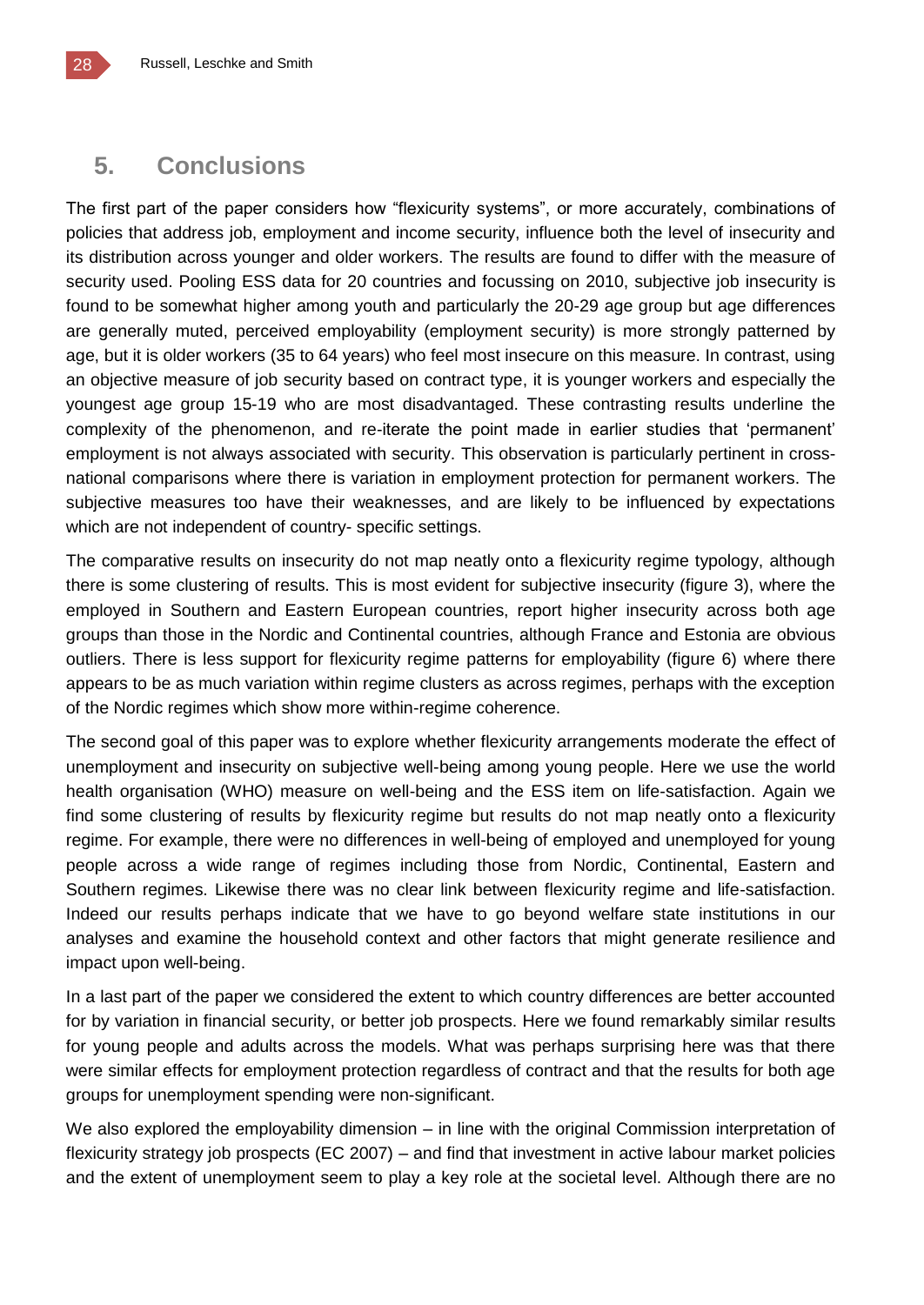## 5. Conclusions

The first part of the paper considers how “flexicurity systems”, or more accurately, combinations of policies that address job, employment and income security, influence both the level of insecurity and its distribution across younger and older workers. The results are found to differ with the measure of security used. Pooling ESS data for 20 countries and focussing on 2010, subjective job insecurity is found to be somewhat higher among youth and particularly the 20-29 age group but age differences are generally muted, perceived employability (employment security) is more strongly patterned by age, but it is older workers (35 to 64 years) who feel most insecure on this measure. In contrast, using an objective measure of job security based on contract type, it is younger workers and especially the youngest age group 15-19 who are most disadvantaged. These contrasting results underline the complexity of the phenomenon, and re-iterate the point made in earlier studies that ‘permanent’ employment is not always associated with security. This observation is particularly pertinent in cross-national comparisons where there is variation in employment protection for permanent workers. The subjective measures too have their weaknesses, and are likely to be influenced by expectations which are not independent of country- specific settings.

The comparative results on insecurity do not map neatly onto a flexicurity regime typology, although there is some clustering of results. This is most evident for subjective insecurity (figure 3), where the employed in Southern and Eastern European countries, report higher insecurity across both age groups than those in the Nordic and Continental countries, although France and Estonia are obvious outliers. There is less support for flexicurity regime patterns for employability (figure 6) where there appears to be as much variation within regime clusters as across regimes, perhaps with the exception of the Nordic regimes which show more within-regime coherence.

The second goal of this paper was to explore whether flexicurity arrangements moderate the effect of unemployment and insecurity on subjective well-being among young people. Here we use the world health organisation (WHO) measure on well-being and the ESS item on life-satisfaction. Again we find some clustering of results by flexicurity regime but results do not map neatly onto a flexicurity regime. For example, there were no differences in well-being of employed and unemployed for young people across a wide range of regimes including those from Nordic, Continental, Eastern and Southern regimes. Likewise there was no clear link between flexicurity regime and life-satisfaction. Indeed our results perhaps indicate that we have to go beyond welfare state institutions in our analyses and examine the household context and other factors that might generate resilience and impact upon well-being.

In a last part of the paper we considered the extent to which country differences are better accounted for by variation in financial security, or better job prospects. Here we found remarkably similar results for young people and adults across the models. What was perhaps surprising here was that there were similar effects for employment protection regardless of contract and that the results for both age groups for unemployment spending were non-significant.

We also explored the employability dimension – in line with the original Commission interpretation of flexicurity strategy job prospects (EC 2007) – and find that investment in active labour market policies and the extent of unemployment seem to play a key role at the societal level. Although there are no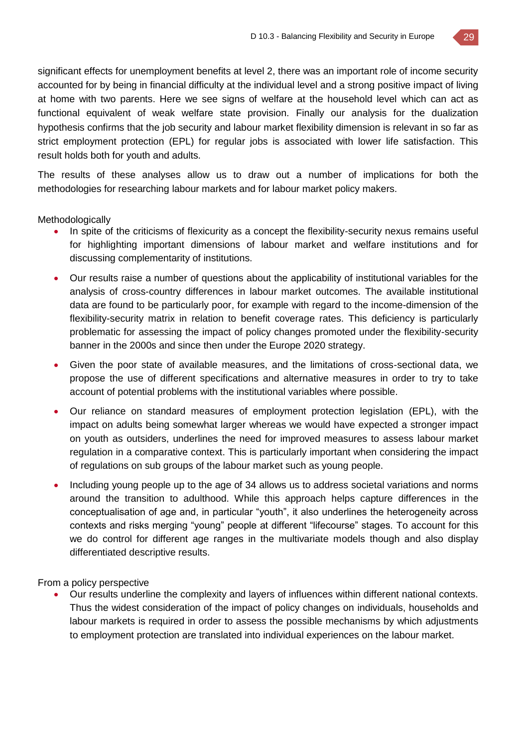significant effects for unemployment benefits at level 2, there was an important role of income security accounted for by being in financial difficulty at the individual level and a strong positive impact of living at home with two parents. Here we see signs of welfare at the household level which can act as functional equivalent of weak welfare state provision. Finally our analysis for the dualization hypothesis confirms that the job security and labour market flexibility dimension is relevant in so far as strict employment protection (EPL) for regular jobs is associated with lower life satisfaction. This result holds both for youth and adults.

The results of these analyses allow us to draw out a number of implications for both the methodologies for researching labour markets and for labour market policy makers.

Methodologically

- In spite of the criticisms of flexicurity as a concept the flexibility-security nexus remains useful for highlighting important dimensions of labour market and welfare institutions and for discussing complementarity of institutions.
- Our results raise a number of questions about the applicability of institutional variables for the analysis of cross-country differences in labour market outcomes. The available institutional data are found to be particularly poor, for example with regard to the income-dimension of the flexibility-security matrix in relation to benefit coverage rates. This deficiency is particularly problematic for assessing the impact of policy changes promoted under the flexibility-security banner in the 2000s and since then under the Europe 2020 strategy.
- Given the poor state of available measures, and the limitations of cross-sectional data, we propose the use of different specifications and alternative measures in order to try to take account of potential problems with the institutional variables where possible.
- Our reliance on standard measures of employment protection legislation (EPL), with the impact on adults being somewhat larger whereas we would have expected a stronger impact on youth as outsiders, underlines the need for improved measures to assess labour market regulation in a comparative context. This is particularly important when considering the impact of regulations on sub groups of the labour market such as young people.
- Including young people up to the age of 34 allows us to address societal variations and norms around the transition to adulthood. While this approach helps capture differences in the conceptualisation of age and, in particular "youth", it also underlines the heterogeneity across contexts and risks merging "young" people at different "lifecourse" stages. To account for this we do control for different age ranges in the multivariate models though and also display differentiated descriptive results.

From a policy perspective

- Our results underline the complexity and layers of influences within different national contexts. Thus the widest consideration of the impact of policy changes on individuals, households and labour markets is required in order to assess the possible mechanisms by which adjustments to employment protection are translated into individual experiences on the labour market.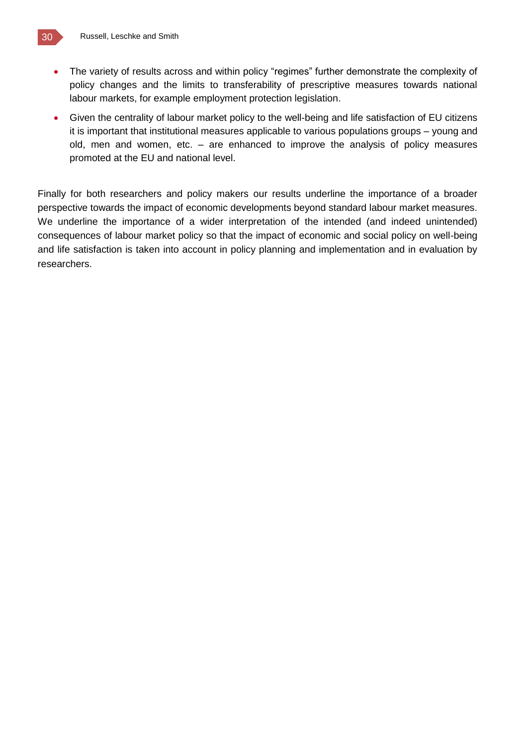- The variety of results across and within policy "regimes" further demonstrate the complexity of policy changes and the limits to transferability of prescriptive measures towards national labour markets, for example employment protection legislation.
- Given the centrality of labour market policy to the well-being and life satisfaction of EU citizens it is important that institutional measures applicable to various populations groups – young and old, men and women, etc. – are enhanced to improve the analysis of policy measures promoted at the EU and national level.

Finally for both researchers and policy makers our results underline the importance of a broader perspective towards the impact of economic developments beyond standard labour market measures. We underline the importance of a wider interpretation of the intended (and indeed unintended) consequences of labour market policy so that the impact of economic and social policy on well-being and life satisfaction is taken into account in policy planning and implementation and in evaluation by researchers.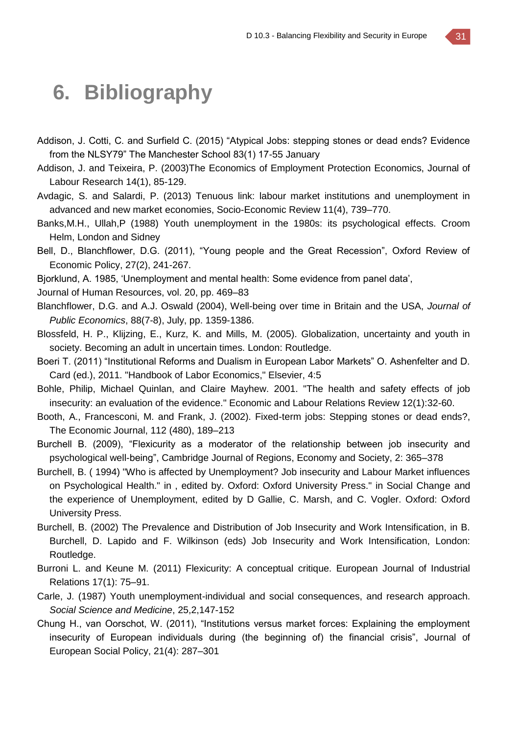# 6. Bibliography

Addison, J. Cotti, C. and Surfield C. (2015) “Atypical Jobs: stepping stones or dead ends? Evidence from the NLSY79” The Manchester School 83(1) 17-55 January

Addison, J. and Teixeira, P. (2003)The Economics of Employment Protection Economics, Journal of Labour Research 14(1), 85-129.

Avdagic, S. and Salardi, P. (2013) Tenuous link: labour market institutions and unemployment in advanced and new market economies, Socio-Economic Review 11(4), 739–770.

Banks,M.H., Ullah,P (1988) Youth unemployment in the 1980s: its psychological effects. Croom Helm, London and Sidney

Bell, D., Blanchflower, D.G. (2011), “Young people and the Great Recession”, Oxford Review of Economic Policy, 27(2), 241-267.

Bjorklund, A. 1985, ‘Unemployment and mental health: Some evidence from panel data’,

Journal of Human Resources, vol. 20, pp. 469–83

Blanchflower, D.G. and A.J. Oswald (2004), Well-being over time in Britain and the USA, *Journal of Public Economics*, 88(7-8), July, pp. 1359-1386.

Blossfeld, H. P., Klijzing, E., Kurz, K. and Mills, M. (2005). Globalization, uncertainty and youth in society. Becoming an adult in uncertain times. London: Routledge.

Boeri T. (2011) “Institutional Reforms and Dualism in European Labor Markets” O. Ashenfelter and D. Card (ed.), 2011. "Handbook of Labor Economics," Elsevier, 4:5

Bohle, Philip, Michael Quinlan, and Claire Mayhew. 2001. "The health and safety effects of job insecurity: an evaluation of the evidence." Economic and Labour Relations Review 12(1):32-60.

Booth, A., Francesconi, M. and Frank, J. (2002). Fixed-term jobs: Stepping stones or dead ends?, The Economic Journal, 112 (480), 189–213

Burchell B. (2009), “Flexicurity as a moderator of the relationship between job insecurity and psychological well-being”, Cambridge Journal of Regions, Economy and Society, 2: 365–378

Burchell, B. ( 1994) "Who is affected by Unemployment? Job insecurity and Labour Market influences on Psychological Health." in , edited by. Oxford: Oxford University Press." in Social Change and the experience of Unemployment, edited by D Gallie, C. Marsh, and C. Vogler. Oxford: Oxford University Press.

Burchell, B. (2002) The Prevalence and Distribution of Job Insecurity and Work Intensification, in B. Burchell, D. Lapido and F. Wilkinson (eds) Job Insecurity and Work Intensification, London: Routledge.

Burroni L. and Keune M. (2011) Flexicurity: A conceptual critique. European Journal of Industrial Relations 17(1): 75–91.

Carle, J. (1987) Youth unemployment-individual and social consequences, and research approach. *Social Science and Medicine*, 25,2,147-152

Chung H., van Oorschot, W. (2011), “Institutions versus market forces: Explaining the employment insecurity of European individuals during (the beginning of) the financial crisis”, Journal of European Social Policy, 21(4): 287–301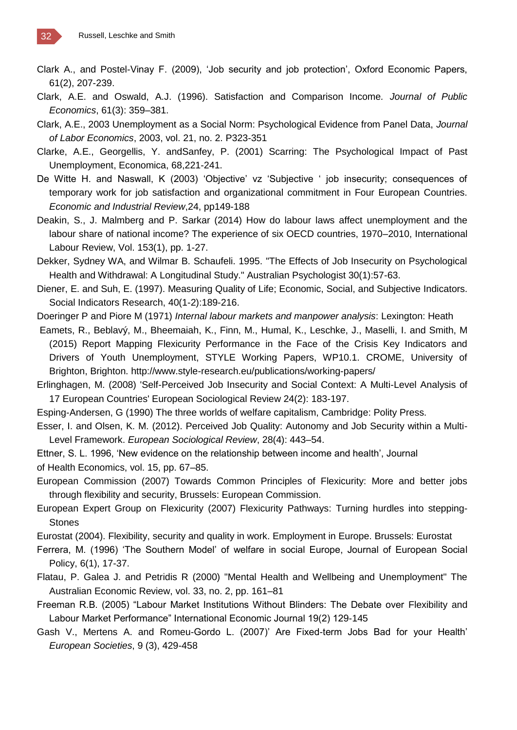Clark A., and Postel-Vinay F. (2009), 'Job security and job protection', Oxford Economic Papers, 61(2), 207-239.

Clark, A.E. and Oswald, A.J. (1996). Satisfaction and Comparison Income. *Journal of Public Economics*, 61(3): 359–381.

Clark, A.E., 2003 Unemployment as a Social Norm: Psychological Evidence from Panel Data, *Journal of Labor Economics*, 2003, vol. 21, no. 2. P323-351

Clarke, A.E., Georgellis, Y. andSanfey, P. (2001) Scarring: The Psychological Impact of Past Unemployment, Economica, 68,221-241.

De Witte H. and Naswall, K (2003) 'Objective' vz 'Subjective ' job insecurity; consequences of temporary work for job satisfaction and organizational commitment in Four European Countries. *Economic and Industrial Review*,24, pp149-188

Deakin, S., J. Malmberg and P. Sarkar (2014) How do labour laws affect unemployment and the labour share of national income? The experience of six OECD countries, 1970–2010, International Labour Review, Vol. 153(1), pp. 1-27.

Dekker, Sydney WA, and Wilmar B. Schaufeli. 1995. "The Effects of Job Insecurity on Psychological Health and Withdrawal: A Longitudinal Study." Australian Psychologist 30(1):57-63.

Diener, E. and Suh, E. (1997). Measuring Quality of Life; Economic, Social, and Subjective Indicators. Social Indicators Research, 40(1-2):189-216.

Doeringer P and Piore M (1971) *Internal labour markets and manpower analysis*: Lexington: Heath

Eamets, R., Beblavý, M., Bheemaiah, K., Finn, M., Humal, K., Leschke, J., Maselli, I. and Smith, M (2015) Report Mapping Flexicurity Performance in the Face of the Crisis Key Indicators and Drivers of Youth Unemployment, STYLE Working Papers, WP10.1. CROME, University of Brighton, Brighton. http://www.style-research.eu/publications/working-papers/

Erlinghagen, M. (2008) 'Self-Perceived Job Insecurity and Social Context: A Multi-Level Analysis of 17 European Countries' European Sociological Review 24(2): 183-197.

Esping-Andersen, G (1990) The three worlds of welfare capitalism, Cambridge: Polity Press.

Esser, I. and Olsen, K. M. (2012). Perceived Job Quality: Autonomy and Job Security within a Multi-Level Framework. *European Sociological Review*, 28(4): 443–54.

Ettner, S. L. 1996, 'New evidence on the relationship between income and health', Journal of Health Economics, vol. 15, pp. 67–85.

European Commission (2007) Towards Common Principles of Flexicurity: More and better jobs through flexibility and security, Brussels: European Commission.

European Expert Group on Flexicurity (2007) Flexicurity Pathways: Turning hurdles into stepping-Stones

Eurostat (2004). Flexibility, security and quality in work. Employment in Europe. Brussels: Eurostat

Ferrera, M. (1996) 'The Southern Model' of welfare in social Europe, Journal of European Social Policy, 6(1), 17-37.

Flatau, P. Galea J. and Petridis R (2000) "Mental Health and Wellbeing and Unemployment" The Australian Economic Review, vol. 33, no. 2, pp. 161–81

Freeman R.B. (2005) "Labour Market Institutions Without Blinders: The Debate over Flexibility and Labour Market Performance" International Economic Journal 19(2) 129-145

Gash V., Mertens A. and Romeu-Gordo L. (2007)' Are Fixed-term Jobs Bad for your Health' *European Societies*, 9 (3), 429-458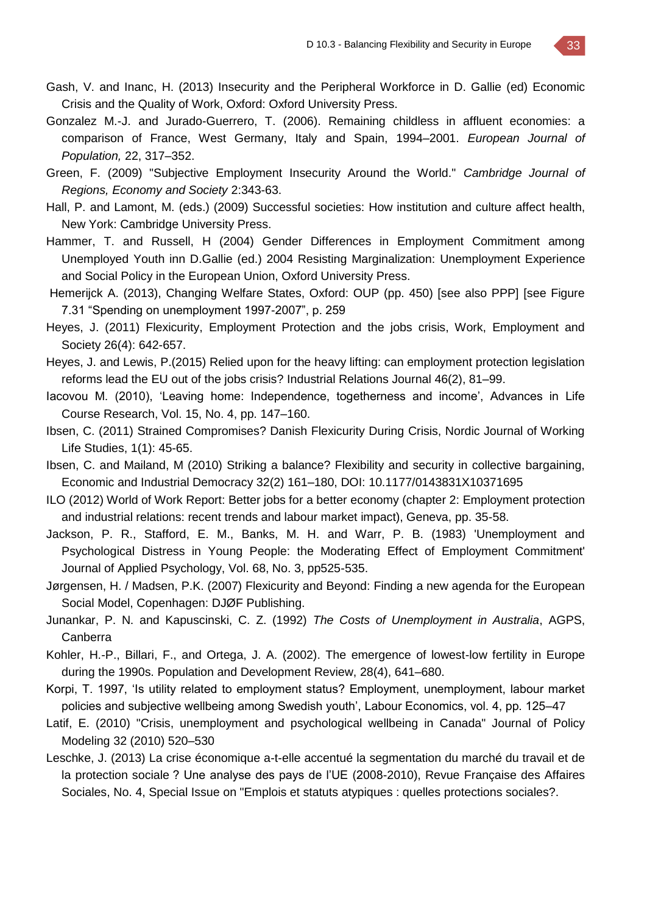Gash, V. and Inanc, H. (2013) Insecurity and the Peripheral Workforce in D. Gallie (ed) Economic Crisis and the Quality of Work, Oxford: Oxford University Press.

Gonzalez M.-J. and Jurado-Guerrero, T. (2006). Remaining childless in affluent economies: a comparison of France, West Germany, Italy and Spain, 1994–2001. *European Journal of Population,* 22, 317–352.

Green, F. (2009) "Subjective Employment Insecurity Around the World." *Cambridge Journal of Regions, Economy and Society* 2:343-63.

Hall, P. and Lamont, M. (eds.) (2009) Successful societies: How institution and culture affect health, New York: Cambridge University Press.

Hammer, T. and Russell, H (2004) Gender Differences in Employment Commitment among Unemployed Youth inn D.Gallie (ed.) 2004 Resisting Marginalization: Unemployment Experience and Social Policy in the European Union, Oxford University Press.

Hemerijck A. (2013), Changing Welfare States, Oxford: OUP (pp. 450) [see also PPP] [see Figure 7.31 "Spending on unemployment 1997-2007", p. 259

Heyes, J. (2011) Flexicurity, Employment Protection and the jobs crisis, Work, Employment and Society 26(4): 642-657.

Heyes, J. and Lewis, P.(2015) Relied upon for the heavy lifting: can employment protection legislation reforms lead the EU out of the jobs crisis? Industrial Relations Journal 46(2), 81–99.

Iacovou M. (2010), 'Leaving home: Independence, togetherness and income', Advances in Life Course Research, Vol. 15, No. 4, pp. 147–160.

Ibsen, C. (2011) Strained Compromises? Danish Flexicurity During Crisis, Nordic Journal of Working Life Studies, 1(1): 45-65.

Ibsen, C. and Mailand, M (2010) Striking a balance? Flexibility and security in collective bargaining, Economic and Industrial Democracy 32(2) 161–180, DOI: 10.1177/0143831X10371695

ILO (2012) World of Work Report: Better jobs for a better economy (chapter 2: Employment protection and industrial relations: recent trends and labour market impact), Geneva, pp. 35-58.

Jackson, P. R., Stafford, E. M., Banks, M. H. and Warr, P. B. (1983) 'Unemployment and Psychological Distress in Young People: the Moderating Effect of Employment Commitment' Journal of Applied Psychology, Vol. 68, No. 3, pp525-535.

Jørgensen, H. / Madsen, P.K. (2007) Flexicurity and Beyond: Finding a new agenda for the European Social Model, Copenhagen: DJØF Publishing.

Junankar, P. N. and Kapuscinski, C. Z. (1992) *The Costs of Unemployment in Australia*, AGPS, Canberra

Kohler, H.-P., Billari, F., and Ortega, J. A. (2002). The emergence of lowest-low fertility in Europe during the 1990s. Population and Development Review, 28(4), 641–680.

Korpi, T. 1997, 'Is utility related to employment status? Employment, unemployment, labour market policies and subjective wellbeing among Swedish youth', Labour Economics, vol. 4, pp. 125–47

Latif, E. (2010) "Crisis, unemployment and psychological wellbeing in Canada" Journal of Policy Modeling 32 (2010) 520–530

Leschke, J. (2013) La crise économique a-t-elle accentué la segmentation du marché du travail et de la protection sociale ? Une analyse des pays de l'UE (2008-2010), Revue Française des Affaires Sociales, No. 4, Special Issue on "Emplois et statuts atypiques : quelles protections sociales?.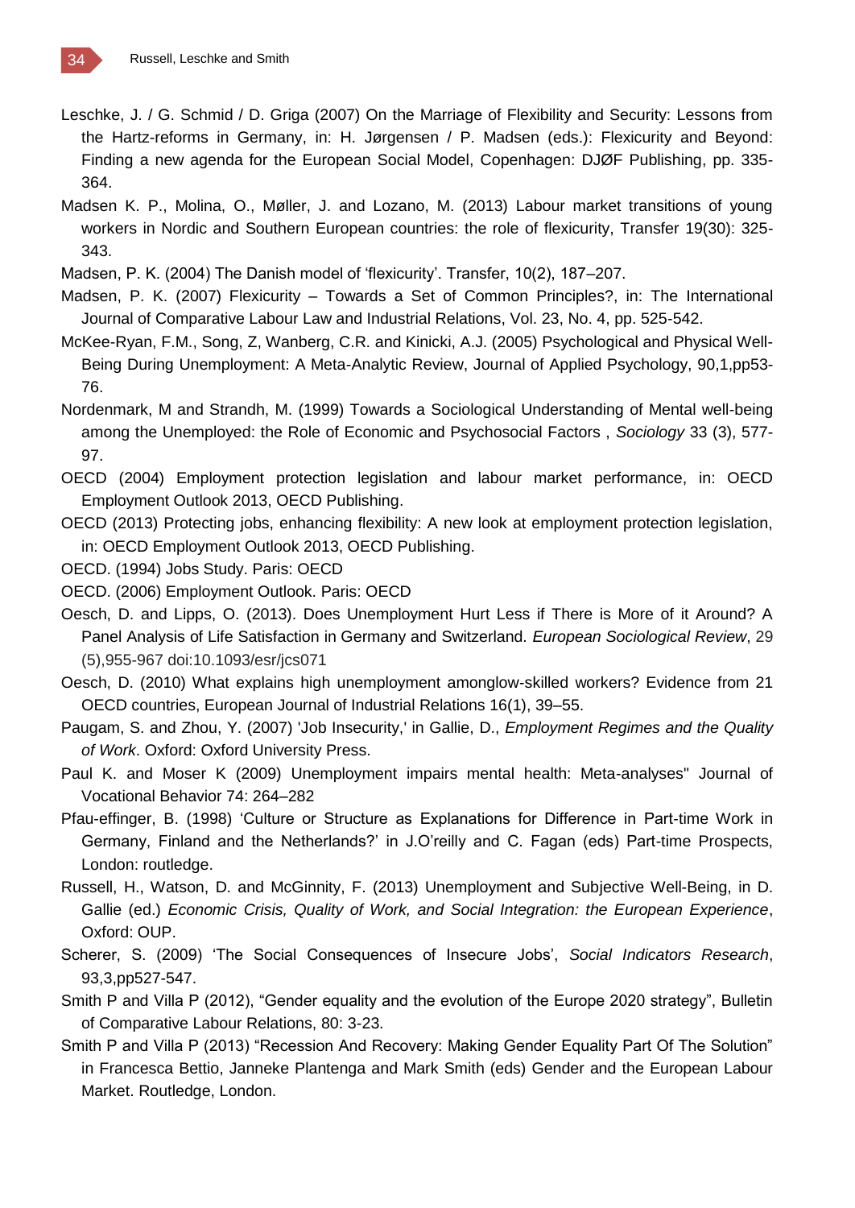Leschke, J. / G. Schmid / D. Griga (2007) On the Marriage of Flexibility and Security: Lessons from the Hartz-reforms in Germany, in: H. Jørgensen / P. Madsen (eds.): Flexicurity and Beyond: Finding a new agenda for the European Social Model, Copenhagen: DJØF Publishing, pp. 335-364.

Madsen K. P., Molina, O., Møller, J. and Lozano, M. (2013) Labour market transitions of young workers in Nordic and Southern European countries: the role of flexicurity, Transfer 19(30): 325-343.

Madsen, P. K. (2004) The Danish model of 'flexicurity'. Transfer, 10(2), 187–207.

Madsen, P. K. (2007) Flexicurity – Towards a Set of Common Principles?, in: The International Journal of Comparative Labour Law and Industrial Relations, Vol. 23, No. 4, pp. 525-542.

McKee-Ryan, F.M., Song, Z, Wanberg, C.R. and Kinicki, A.J. (2005) Psychological and Physical Well-Being During Unemployment: A Meta-Analytic Review, Journal of Applied Psychology, 90,1,pp53-76.

Nordenmark, M and Strandh, M. (1999) Towards a Sociological Understanding of Mental well-being among the Unemployed: the Role of Economic and Psychosocial Factors , *Sociology* 33 (3), 577-97.

OECD (2004) Employment protection legislation and labour market performance, in: OECD Employment Outlook 2013, OECD Publishing.

OECD (2013) Protecting jobs, enhancing flexibility: A new look at employment protection legislation, in: OECD Employment Outlook 2013, OECD Publishing.

OECD. (1994) Jobs Study. Paris: OECD

OECD. (2006) Employment Outlook. Paris: OECD

Oesch, D. and Lipps, O. (2013). Does Unemployment Hurt Less if There is More of it Around? A Panel Analysis of Life Satisfaction in Germany and Switzerland. *European Sociological Review*, 29 (5),955-967 doi:10.1093/esr/jcs071

Oesch, D. (2010) What explains high unemployment amonglow-skilled workers? Evidence from 21 OECD countries, European Journal of Industrial Relations 16(1), 39–55.

Paugam, S. and Zhou, Y. (2007) 'Job Insecurity,' in Gallie, D., *Employment Regimes and the Quality of Work*. Oxford: Oxford University Press.

Paul K. and Moser K (2009) Unemployment impairs mental health: Meta-analyses" Journal of Vocational Behavior 74: 264–282

Pfau-effinger, B. (1998) 'Culture or Structure as Explanations for Difference in Part-time Work in Germany, Finland and the Netherlands?' in J.O'reilly and C. Fagan (eds) Part-time Prospects, London: routledge.

Russell, H., Watson, D. and McGinnity, F. (2013) Unemployment and Subjective Well-Being, in D. Gallie (ed.) *Economic Crisis, Quality of Work, and Social Integration: the European Experience*, Oxford: OUP.

Scherer, S. (2009) 'The Social Consequences of Insecure Jobs', *Social Indicators Research*, 93,3,pp527-547.

Smith P and Villa P (2012), "Gender equality and the evolution of the Europe 2020 strategy", Bulletin of Comparative Labour Relations, 80: 3-23.

Smith P and Villa P (2013) "Recession And Recovery: Making Gender Equality Part Of The Solution" in Francesca Bettio, Janneke Plantenga and Mark Smith (eds) Gender and the European Labour Market. Routledge, London.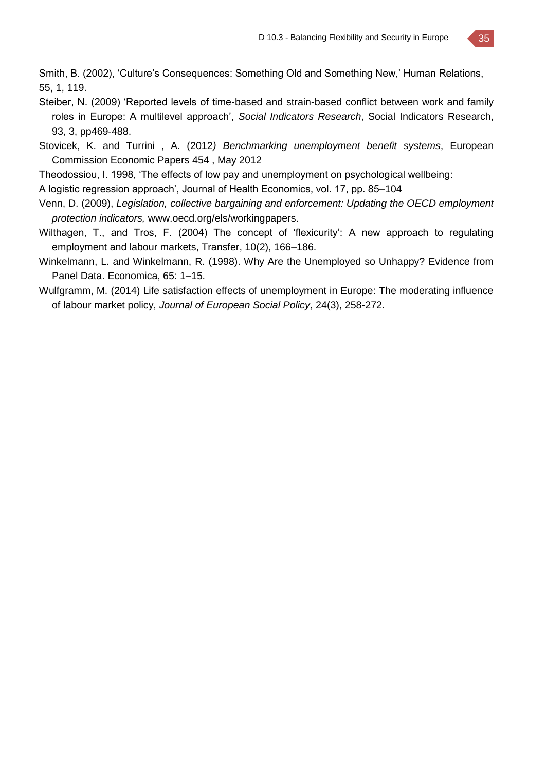Smith, B. (2002), 'Culture's Consequences: Something Old and Something New,' Human Relations, 55, 1, 119.

Steiber, N. (2009) 'Reported levels of time-based and strain-based conflict between work and family roles in Europe: A multilevel approach', *Social Indicators Research*, Social Indicators Research, 93, 3, pp469-488.

Stovicek, K. and Turrini , A. (2012*) Benchmarking unemployment benefit systems*, European Commission Economic Papers 454 , May 2012

Theodossiou, I. 1998, 'The effects of low pay and unemployment on psychological wellbeing:

A logistic regression approach', Journal of Health Economics, vol. 17, pp. 85–104

Venn, D. (2009), *Legislation, collective bargaining and enforcement: Updating the OECD employment protection indicators,* www.oecd.org/els/workingpapers.

Wilthagen, T., and Tros, F. (2004) The concept of 'flexicurity': A new approach to regulating employment and labour markets, Transfer, 10(2), 166–186.

Winkelmann, L. and Winkelmann, R. (1998). Why Are the Unemployed so Unhappy? Evidence from Panel Data. Economica, 65: 1–15.

Wulfgramm, M. (2014) Life satisfaction effects of unemployment in Europe: The moderating influence of labour market policy, *Journal of European Social Policy*, 24(3), 258-272.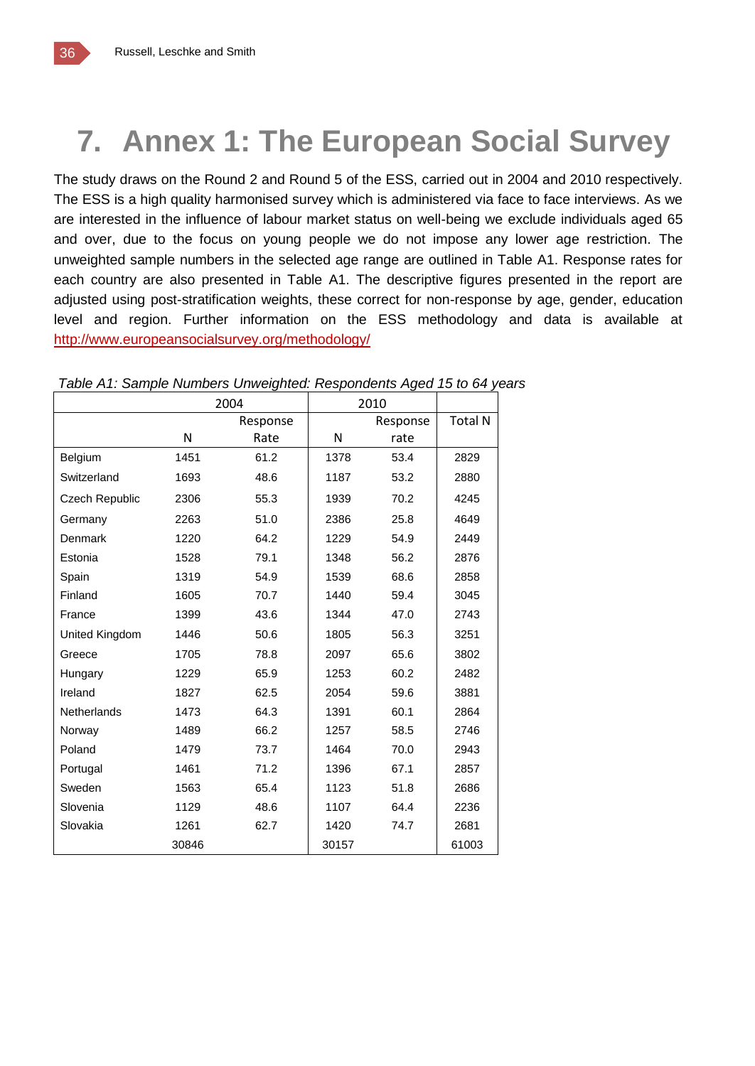# 7. Annex 1: The European Social Survey

The study draws on the Round 2 and Round 5 of the ESS, carried out in 2004 and 2010 respectively. The ESS is a high quality harmonised survey which is administered via face to face interviews. As we are interested in the influence of labour market status on well-being we exclude individuals aged 65 and over, due to the focus on young people we do not impose any lower age restriction. The unweighted sample numbers in the selected age range are outlined in Table A1. Response rates for each country are also presented in Table A1. The descriptive figures presented in the report are adjusted using post-stratification weights, these correct for non-response by age, gender, education level and region. Further information on the ESS methodology and data is available at http://www.europeansocialsurvey.org/methodology/

*Table A1: Sample Numbers Unweighted: Respondents Aged 15 to 64 years*

| | 2004 | | 2010 | | |
|---|---|---|---|---|---|
| | N | Response Rate | N | Response rate | Total N |
| Belgium | 1451 | 61.2 | 1378 | 53.4 | 2829 |
| Switzerland | 1693 | 48.6 | 1187 | 53.2 | 2880 |
| Czech Republic | 2306 | 55.3 | 1939 | 70.2 | 4245 |
| Germany | 2263 | 51.0 | 2386 | 25.8 | 4649 |
| Denmark | 1220 | 64.2 | 1229 | 54.9 | 2449 |
| Estonia | 1528 | 79.1 | 1348 | 56.2 | 2876 |
| Spain | 1319 | 54.9 | 1539 | 68.6 | 2858 |
| Finland | 1605 | 70.7 | 1440 | 59.4 | 3045 |
| France | 1399 | 43.6 | 1344 | 47.0 | 2743 |
| United Kingdom | 1446 | 50.6 | 1805 | 56.3 | 3251 |
| Greece | 1705 | 78.8 | 2097 | 65.6 | 3802 |
| Hungary | 1229 | 65.9 | 1253 | 60.2 | 2482 |
| Ireland | 1827 | 62.5 | 2054 | 59.6 | 3881 |
| Netherlands | 1473 | 64.3 | 1391 | 60.1 | 2864 |
| Norway | 1489 | 66.2 | 1257 | 58.5 | 2746 |
| Poland | 1479 | 73.7 | 1464 | 70.0 | 2943 |
| Portugal | 1461 | 71.2 | 1396 | 67.1 | 2857 |
| Sweden | 1563 | 65.4 | 1123 | 51.8 | 2686 |
| Slovenia | 1129 | 48.6 | 1107 | 64.4 | 2236 |
| Slovakia | 1261 | 62.7 | 1420 | 74.7 | 2681 |
| | 30846 | | 30157 | | 61003 |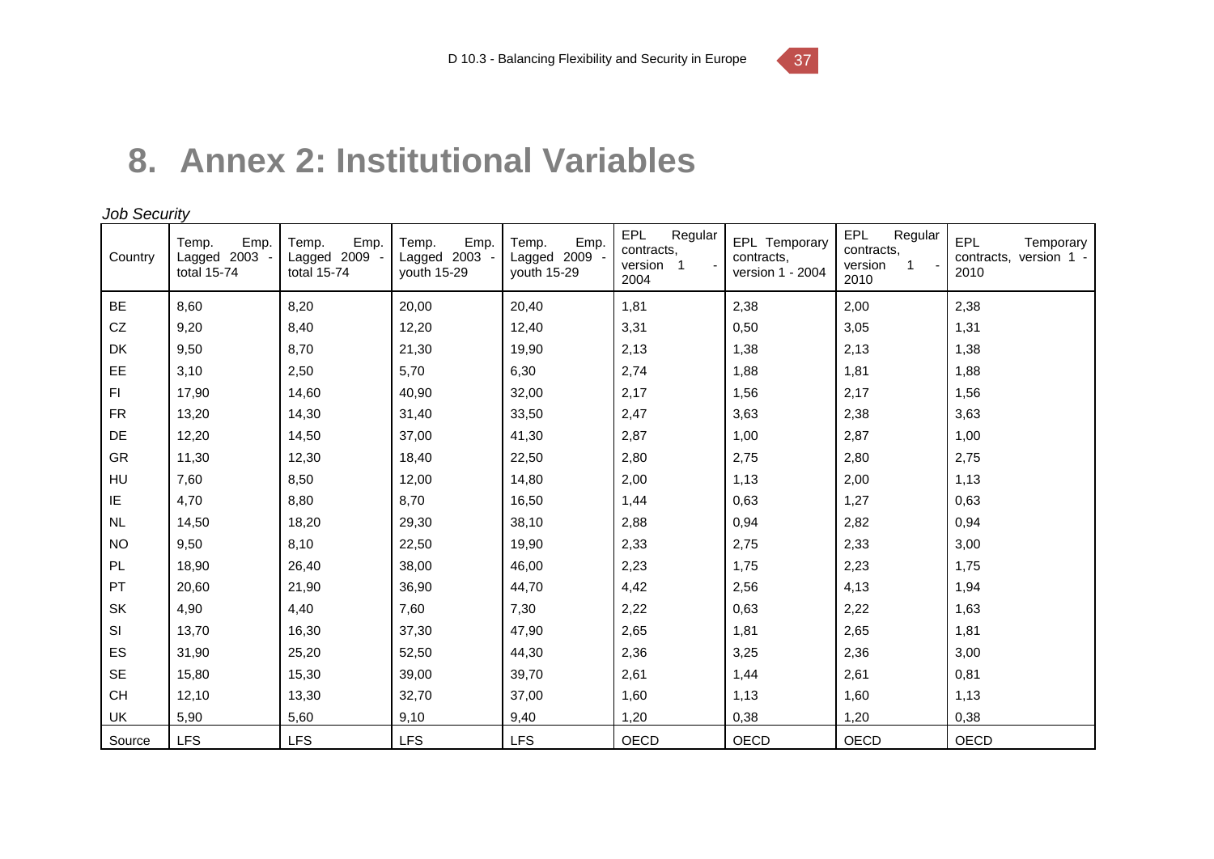# 8. Annex 2: Institutional Variables

*Job Security*

| Country | Temp. Emp. Lagged 2003 - total 15-74 | Temp. Emp. Lagged 2009 - total 15-74 | Temp. Emp. Lagged 2003 - youth 15-29 | Temp. Emp. Lagged 2009 - youth 15-29 | EPL Regular contracts, version 1 - 2004 | EPL Temporary contracts, version 1 - 2004 | EPL Regular contracts, version 1 - 2010 | EPL Temporary contracts, version 1 - 2010 |
|---|---|---|---|---|---|---|---|---|
| BE | 8,60 | 8,20 | 20,00 | 20,40 | 1,81 | 2,38 | 2,00 | 2,38 |
| CZ | 9,20 | 8,40 | 12,20 | 12,40 | 3,31 | 0,50 | 3,05 | 1,31 |
| DK | 9,50 | 8,70 | 21,30 | 19,90 | 2,13 | 1,38 | 2,13 | 1,38 |
| EE | 3,10 | 2,50 | 5,70 | 6,30 | 2,74 | 1,88 | 1,81 | 1,88 |
| FI | 17,90 | 14,60 | 40,90 | 32,00 | 2,17 | 1,56 | 2,17 | 1,56 |
| FR | 13,20 | 14,30 | 31,40 | 33,50 | 2,47 | 3,63 | 2,38 | 3,63 |
| DE | 12,20 | 14,50 | 37,00 | 41,30 | 2,87 | 1,00 | 2,87 | 1,00 |
| GR | 11,30 | 12,30 | 18,40 | 22,50 | 2,80 | 2,75 | 2,80 | 2,75 |
| HU | 7,60 | 8,50 | 12,00 | 14,80 | 2,00 | 1,13 | 2,00 | 1,13 |
| IE | 4,70 | 8,80 | 8,70 | 16,50 | 1,44 | 0,63 | 1,27 | 0,63 |
| NL | 14,50 | 18,20 | 29,30 | 38,10 | 2,88 | 0,94 | 2,82 | 0,94 |
| NO | 9,50 | 8,10 | 22,50 | 19,90 | 2,33 | 2,75 | 2,33 | 3,00 |
| PL | 18,90 | 26,40 | 38,00 | 46,00 | 2,23 | 1,75 | 2,23 | 1,75 |
| PT | 20,60 | 21,90 | 36,90 | 44,70 | 4,42 | 2,56 | 4,13 | 1,94 |
| SK | 4,90 | 4,40 | 7,60 | 7,30 | 2,22 | 0,63 | 2,22 | 1,63 |
| SI | 13,70 | 16,30 | 37,30 | 47,90 | 2,65 | 1,81 | 2,65 | 1,81 |
| ES | 31,90 | 25,20 | 52,50 | 44,30 | 2,36 | 3,25 | 2,36 | 3,00 |
| SE | 15,80 | 15,30 | 39,00 | 39,70 | 2,61 | 1,44 | 2,61 | 0,81 |
| CH | 12,10 | 13,30 | 32,70 | 37,00 | 1,60 | 1,13 | 1,60 | 1,13 |
| UK | 5,90 | 5,60 | 9,10 | 9,40 | 1,20 | 0,38 | 1,20 | 0,38 |
| Source | LFS | LFS | LFS | LFS | OECD | OECD | OECD | OECD |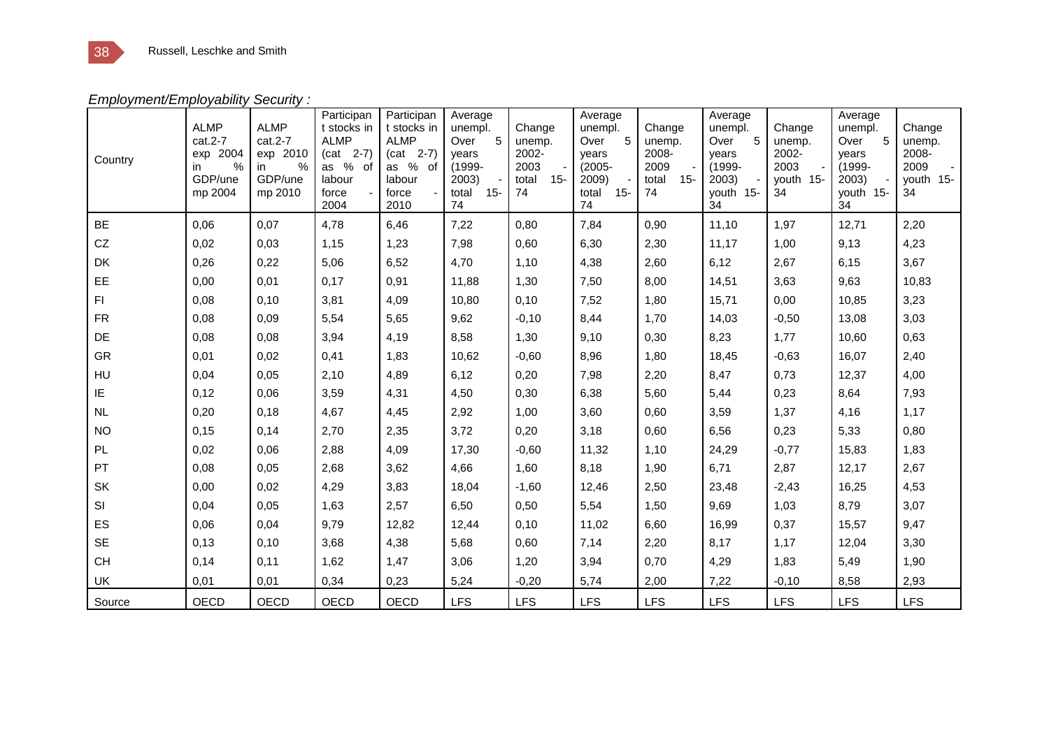*Employment/Employability Security :*

| Country | ALMP cat.2-7 exp 2004 in % GDP/unemp 2004 | ALMP cat.2-7 exp 2010 in % GDP/unemp 2010 | Participant stocks in ALMP (cat 2-7) as % of labour force - 2004 | Participant stocks in ALMP (cat 2-7) as % of labour force - 2010 | Average unempl. Over 5 years (1999-2003) - total 15-74 | Change unemp. 2002-2003 - total 15-74 | Average unempl. Over 5 years (2005-2009) - total 15-74 | Change unemp. 2008-2009 - total 15-74 | Average unempl. Over 5 years (1999-2003) - youth 15-34 | Change unemp. 2002-2003 - youth 15-34 | Average unempl. Over 5 years (1999-2003) - youth 15-34 | Change unemp. 2008-2009 - youth 15-34 |
|---|---|---|---|---|---|---|---|---|---|---|---|---|
| BE | 0,06 | 0,07 | 4,78 | 6,46 | 7,22 | 0,80 | 7,84 | 0,90 | 11,10 | 1,97 | 12,71 | 2,20 |
| CZ | 0,02 | 0,03 | 1,15 | 1,23 | 7,98 | 0,60 | 6,30 | 2,30 | 11,17 | 1,00 | 9,13 | 4,23 |
| DK | 0,26 | 0,22 | 5,06 | 6,52 | 4,70 | 1,10 | 4,38 | 2,60 | 6,12 | 2,67 | 6,15 | 3,67 |
| EE | 0,00 | 0,01 | 0,17 | 0,91 | 11,88 | 1,30 | 7,50 | 8,00 | 14,51 | 3,63 | 9,63 | 10,83 |
| FI | 0,08 | 0,10 | 3,81 | 4,09 | 10,80 | 0,10 | 7,52 | 1,80 | 15,71 | 0,00 | 10,85 | 3,23 |
| FR | 0,08 | 0,09 | 5,54 | 5,65 | 9,62 | -0,10 | 8,44 | 1,70 | 14,03 | -0,50 | 13,08 | 3,03 |
| DE | 0,08 | 0,08 | 3,94 | 4,19 | 8,58 | 1,30 | 9,10 | 0,30 | 8,23 | 1,77 | 10,60 | 0,63 |
| GR | 0,01 | 0,02 | 0,41 | 1,83 | 10,62 | -0,60 | 8,96 | 1,80 | 18,45 | -0,63 | 16,07 | 2,40 |
| HU | 0,04 | 0,05 | 2,10 | 4,89 | 6,12 | 0,20 | 7,98 | 2,20 | 8,47 | 0,73 | 12,37 | 4,00 |
| IE | 0,12 | 0,06 | 3,59 | 4,31 | 4,50 | 0,30 | 6,38 | 5,60 | 5,44 | 0,23 | 8,64 | 7,93 |
| NL | 0,20 | 0,18 | 4,67 | 4,45 | 2,92 | 1,00 | 3,60 | 0,60 | 3,59 | 1,37 | 4,16 | 1,17 |
| NO | 0,15 | 0,14 | 2,70 | 2,35 | 3,72 | 0,20 | 3,18 | 0,60 | 6,56 | 0,23 | 5,33 | 0,80 |
| PL | 0,02 | 0,06 | 2,88 | 4,09 | 17,30 | -0,60 | 11,32 | 1,10 | 24,29 | -0,77 | 15,83 | 1,83 |
| PT | 0,08 | 0,05 | 2,68 | 3,62 | 4,66 | 1,60 | 8,18 | 1,90 | 6,71 | 2,87 | 12,17 | 2,67 |
| SK | 0,00 | 0,02 | 4,29 | 3,83 | 18,04 | -1,60 | 12,46 | 2,50 | 23,48 | -2,43 | 16,25 | 4,53 |
| SI | 0,04 | 0,05 | 1,63 | 2,57 | 6,50 | 0,50 | 5,54 | 1,50 | 9,69 | 1,03 | 8,79 | 3,07 |
| ES | 0,06 | 0,04 | 9,79 | 12,82 | 12,44 | 0,10 | 11,02 | 6,60 | 16,99 | 0,37 | 15,57 | 9,47 |
| SE | 0,13 | 0,10 | 3,68 | 4,38 | 5,68 | 0,60 | 7,14 | 2,20 | 8,17 | 1,17 | 12,04 | 3,30 |
| CH | 0,14 | 0,11 | 1,62 | 1,47 | 3,06 | 1,20 | 3,94 | 0,70 | 4,29 | 1,83 | 5,49 | 1,90 |
| UK | 0,01 | 0,01 | 0,34 | 0,23 | 5,24 | -0,20 | 5,74 | 2,00 | 7,22 | -0,10 | 8,58 | 2,93 |
| Source | OECD | OECD | OECD | OECD | LFS | LFS | LFS | LFS | LFS | LFS | LFS | LFS |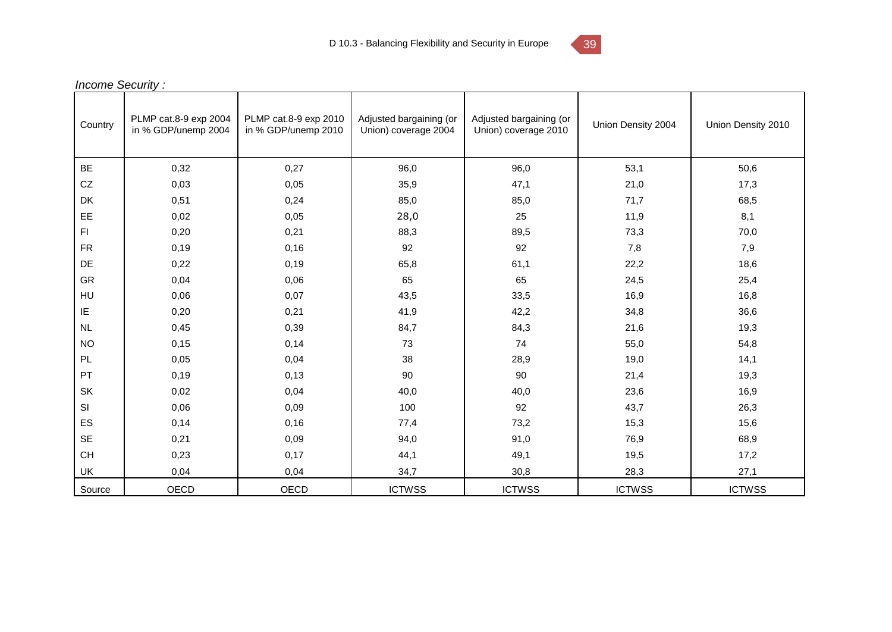*Income Security :*

| Country | PLMP cat.8-9 exp 2004 in % GDP/unemp 2004 | PLMP cat.8-9 exp 2010 in % GDP/unemp 2010 | Adjusted bargaining (or Union) coverage 2004 | Adjusted bargaining (or Union) coverage 2010 | Union Density 2004 | Union Density 2010 |
|---|---|---|---|---|---|---|
| BE | 0,32 | 0,27 | 96,0 | 96,0 | 53,1 | 50,6 |
| CZ | 0,03 | 0,05 | 35,9 | 47,1 | 21,0 | 17,3 |
| DK | 0,51 | 0,24 | 85,0 | 85,0 | 71,7 | 68,5 |
| EE | 0,02 | 0,05 | 28,0 | 25 | 11,9 | 8,1 |
| FI | 0,20 | 0,21 | 88,3 | 89,5 | 73,3 | 70,0 |
| FR | 0,19 | 0,16 | 92 | 92 | 7,8 | 7,9 |
| DE | 0,22 | 0,19 | 65,8 | 61,1 | 22,2 | 18,6 |
| GR | 0,04 | 0,06 | 65 | 65 | 24,5 | 25,4 |
| HU | 0,06 | 0,07 | 43,5 | 33,5 | 16,9 | 16,8 |
| IE | 0,20 | 0,21 | 41,9 | 42,2 | 34,8 | 36,6 |
| NL | 0,45 | 0,39 | 84,7 | 84,3 | 21,6 | 19,3 |
| NO | 0,15 | 0,14 | 73 | 74 | 55,0 | 54,8 |
| PL | 0,05 | 0,04 | 38 | 28,9 | 19,0 | 14,1 |
| PT | 0,19 | 0,13 | 90 | 90 | 21,4 | 19,3 |
| SK | 0,02 | 0,04 | 40,0 | 40,0 | 23,6 | 16,9 |
| SI | 0,06 | 0,09 | 100 | 92 | 43,7 | 26,3 |
| ES | 0,14 | 0,16 | 77,4 | 73,2 | 15,3 | 15,6 |
| SE | 0,21 | 0,09 | 94,0 | 91,0 | 76,9 | 68,9 |
| CH | 0,23 | 0,17 | 44,1 | 49,1 | 19,5 | 17,2 |
| UK | 0,04 | 0,04 | 34,7 | 30,8 | 28,3 | 27,1 |
| Source | OECD | OECD | ICTWSS | ICTWSS | ICTWSS | ICTWSS |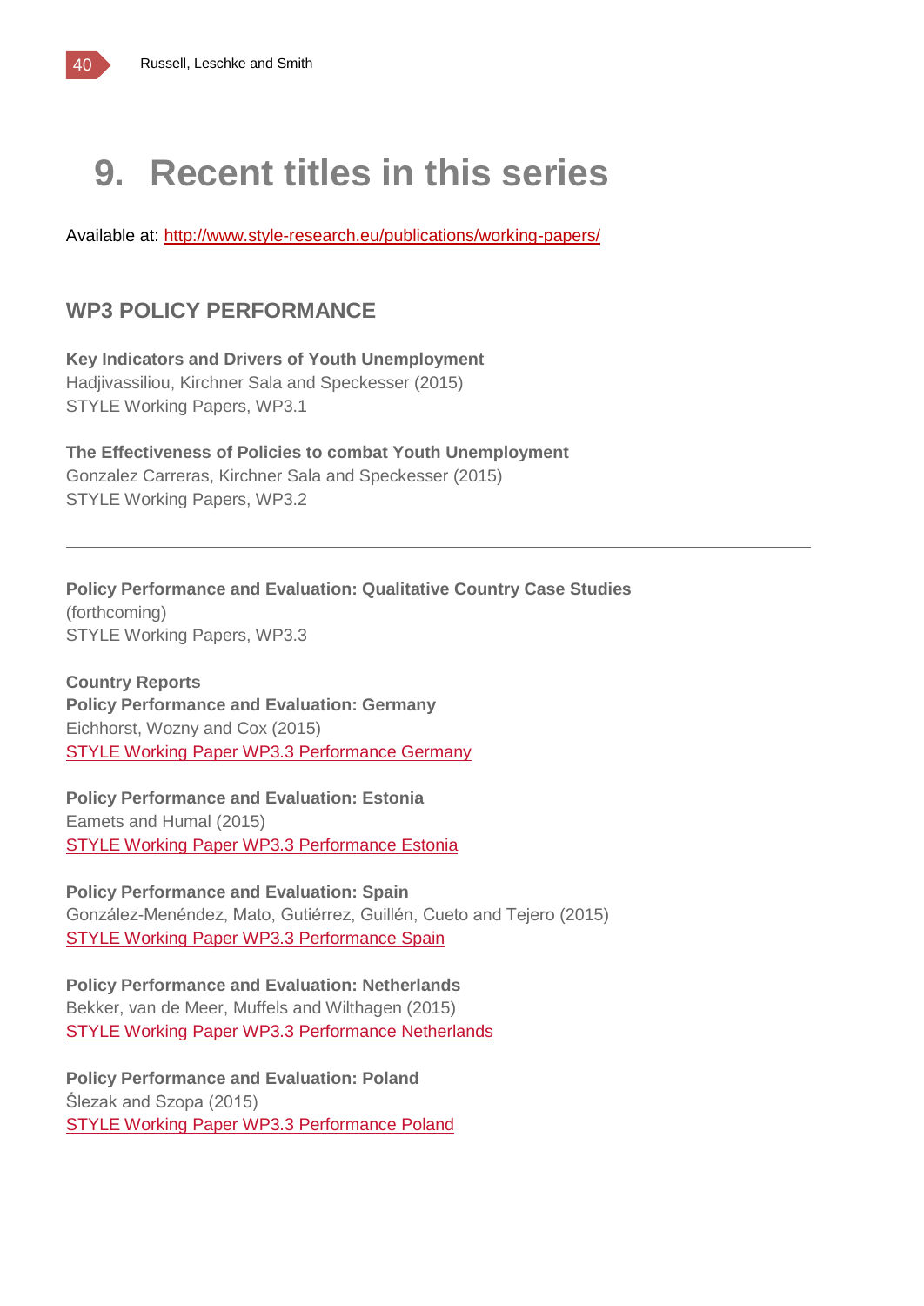# 9. Recent titles in this series

Available at: [http://www.style-research.eu/publications/working-papers/](http://www.style-research.eu/publications/working-papers/)

## WP3 POLICY PERFORMANCE

**Key Indicators and Drivers of Youth Unemployment**
Hadjivassiliou, Kirchner Sala and Speckesser (2015)
STYLE Working Papers, WP3.1

**The Effectiveness of Policies to combat Youth Unemployment**
Gonzalez Carreras, Kirchner Sala and Speckesser (2015)
STYLE Working Papers, WP3.2

---

**Policy Performance and Evaluation: Qualitative Country Case Studies**
(forthcoming)
STYLE Working Papers, WP3.3

**Country Reports**
**Policy Performance and Evaluation: Germany**
Eichhorst, Wozny and Cox (2015)
STYLE Working Paper WP3.3 Performance Germany

**Policy Performance and Evaluation: Estonia**
Eamets and Humal (2015)
STYLE Working Paper WP3.3 Performance Estonia

**Policy Performance and Evaluation: Spain**
González-Menéndez, Mato, Gutiérrez, Guillén, Cueto and Tejero (2015)
STYLE Working Paper WP3.3 Performance Spain

**Policy Performance and Evaluation: Netherlands**
Bekker, van de Meer, Muffels and Wilthagen (2015)
STYLE Working Paper WP3.3 Performance Netherlands

**Policy Performance and Evaluation: Poland**
Ślezak and Szopa (2015)
STYLE Working Paper WP3.3 Performance Poland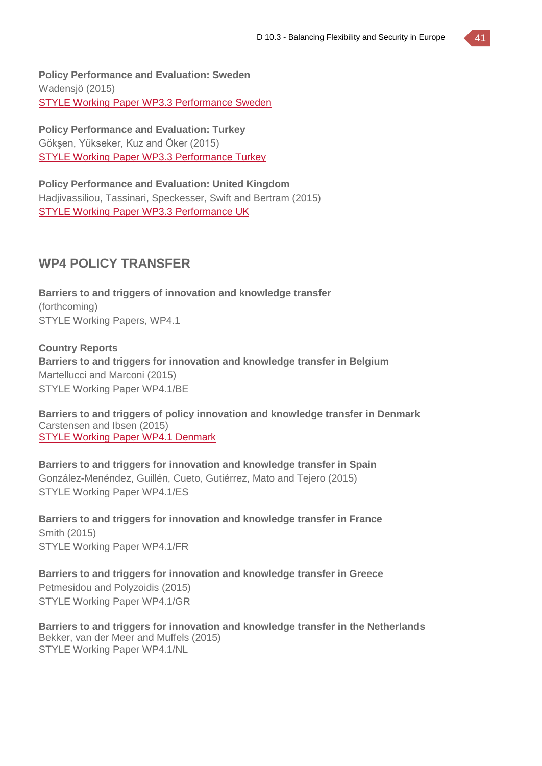**Policy Performance and Evaluation: Sweden**
Wadensjö (2015)
STYLE Working Paper WP3.3 Performance Sweden

**Policy Performance and Evaluation: Turkey**
Gökşen, Yükseker, Kuz and Öker (2015)
STYLE Working Paper WP3.3 Performance Turkey

**Policy Performance and Evaluation: United Kingdom**
Hadjivassiliou, Tassinari, Speckesser, Swift and Bertram (2015)
STYLE Working Paper WP3.3 Performance UK

---

## WP4 POLICY TRANSFER

**Barriers to and triggers of innovation and knowledge transfer**
(forthcoming)
STYLE Working Papers, WP4.1

**Country Reports**
**Barriers to and triggers for innovation and knowledge transfer in Belgium**
Martellucci and Marconi (2015)
STYLE Working Paper WP4.1/BE

**Barriers to and triggers of policy innovation and knowledge transfer in Denmark**
Carstensen and Ibsen (2015)
STYLE Working Paper WP4.1 Denmark

**Barriers to and triggers for innovation and knowledge transfer in Spain**
González-Menéndez, Guillén, Cueto, Gutiérrez, Mato and Tejero (2015)
STYLE Working Paper WP4.1/ES

**Barriers to and triggers for innovation and knowledge transfer in France**
Smith (2015)
STYLE Working Paper WP4.1/FR

**Barriers to and triggers for innovation and knowledge transfer in Greece**
Petmesidou and Polyzoidis (2015)
STYLE Working Paper WP4.1/GR

**Barriers to and triggers for innovation and knowledge transfer in the Netherlands**
Bekker, van der Meer and Muffels (2015)
STYLE Working Paper WP4.1/NL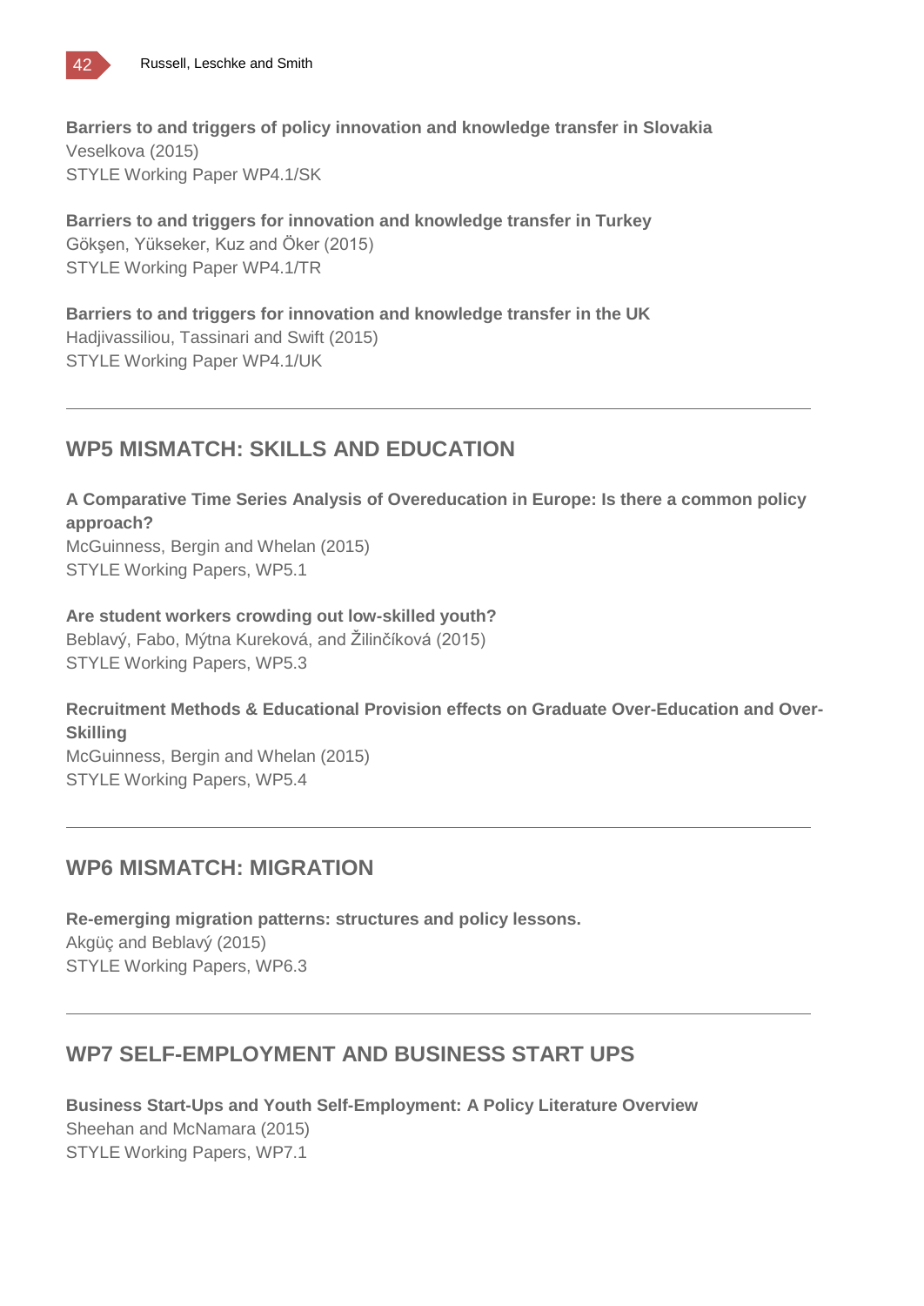**Barriers to and triggers of policy innovation and knowledge transfer in Slovakia**
Veselkova (2015)
STYLE Working Paper WP4.1/SK

**Barriers to and triggers for innovation and knowledge transfer in Turkey**
Gökşen, Yükseker, Kuz and Öker (2015)
STYLE Working Paper WP4.1/TR

**Barriers to and triggers for innovation and knowledge transfer in the UK**
Hadjivassiliou, Tassinari and Swift (2015)
STYLE Working Paper WP4.1/UK

---

## WP5 MISMATCH: SKILLS AND EDUCATION

**A Comparative Time Series Analysis of Overeducation in Europe: Is there a common policy approach?**
McGuinness, Bergin and Whelan (2015)
STYLE Working Papers, WP5.1

**Are student workers crowding out low-skilled youth?**
Beblavý, Fabo, Mýtna Kureková, and Žilinčíková (2015)
STYLE Working Papers, WP5.3

**Recruitment Methods & Educational Provision effects on Graduate Over-Education and Over-Skilling**
McGuinness, Bergin and Whelan (2015)
STYLE Working Papers, WP5.4

---

## WP6 MISMATCH: MIGRATION

**Re-emerging migration patterns: structures and policy lessons.**
Akgüç and Beblavý (2015)
STYLE Working Papers, WP6.3

---

## WP7 SELF-EMPLOYMENT AND BUSINESS START UPS

**Business Start-Ups and Youth Self-Employment: A Policy Literature Overview**
Sheehan and McNamara (2015)
STYLE Working Papers, WP7.1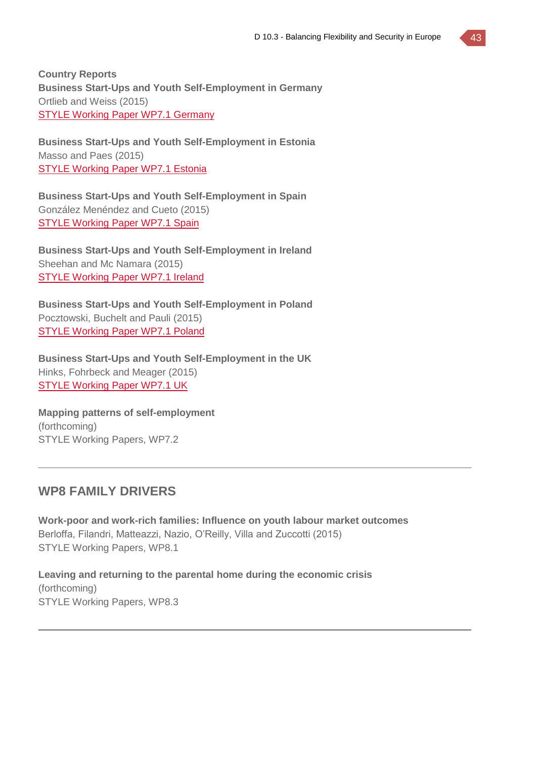**Country Reports**

**Business Start-Ups and Youth Self-Employment in Germany**
Ortlieb and Weiss (2015)
STYLE Working Paper WP7.1 Germany

**Business Start-Ups and Youth Self-Employment in Estonia**
Masso and Paes (2015)
STYLE Working Paper WP7.1 Estonia

**Business Start-Ups and Youth Self-Employment in Spain**
González Menéndez and Cueto (2015)
STYLE Working Paper WP7.1 Spain

**Business Start-Ups and Youth Self-Employment in Ireland**
Sheehan and Mc Namara (2015)
STYLE Working Paper WP7.1 Ireland

**Business Start-Ups and Youth Self-Employment in Poland**
Pocztowski, Buchelt and Pauli (2015)
STYLE Working Paper WP7.1 Poland

**Business Start-Ups and Youth Self-Employment in the UK**
Hinks, Fohrbeck and Meager (2015)
STYLE Working Paper WP7.1 UK

**Mapping patterns of self-employment**
(forthcoming)
STYLE Working Papers, WP7.2

---

## WP8 FAMILY DRIVERS

**Work-poor and work-rich families: Influence on youth labour market outcomes**
Berloffa, Filandri, Matteazzi, Nazio, O'Reilly, Villa and Zuccotti (2015)
STYLE Working Papers, WP8.1

**Leaving and returning to the parental home during the economic crisis**
(forthcoming)
STYLE Working Papers, WP8.3

---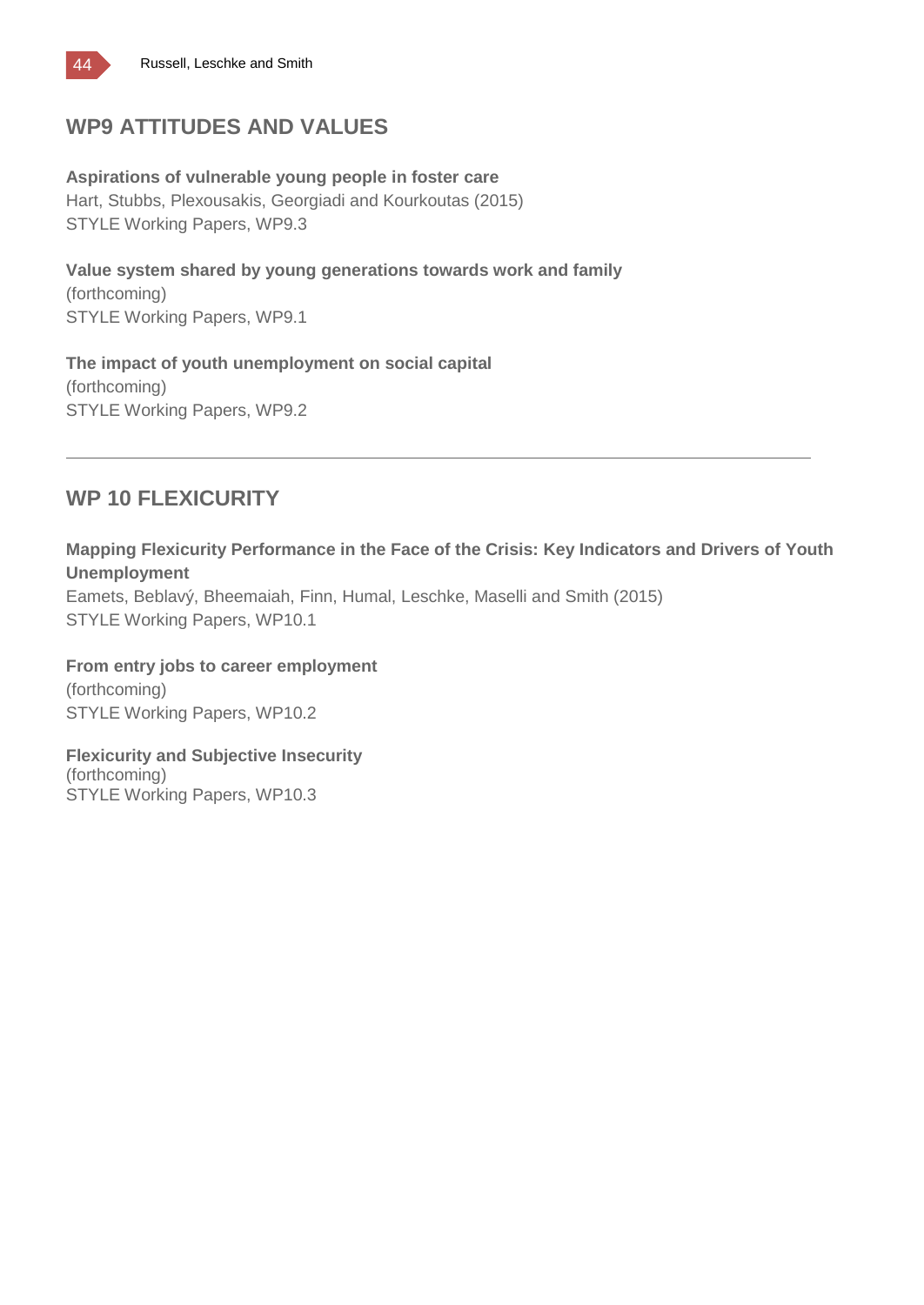## WP9 ATTITUDES AND VALUES

**Aspirations of vulnerable young people in foster care**
Hart, Stubbs, Plexousakis, Georgiadi and Kourkoutas (2015)
STYLE Working Papers, WP9.3

**Value system shared by young generations towards work and family**
(forthcoming)
STYLE Working Papers, WP9.1

**The impact of youth unemployment on social capital**
(forthcoming)
STYLE Working Papers, WP9.2

---

## WP 10 FLEXICURITY

**Mapping Flexicurity Performance in the Face of the Crisis: Key Indicators and Drivers of Youth Unemployment**
Eamets, Beblavý, Bheemaiah, Finn, Humal, Leschke, Maselli and Smith (2015)
STYLE Working Papers, WP10.1

**From entry jobs to career employment**
(forthcoming)
STYLE Working Papers, WP10.2

**Flexicurity and Subjective Insecurity**
(forthcoming)
STYLE Working Papers, WP10.3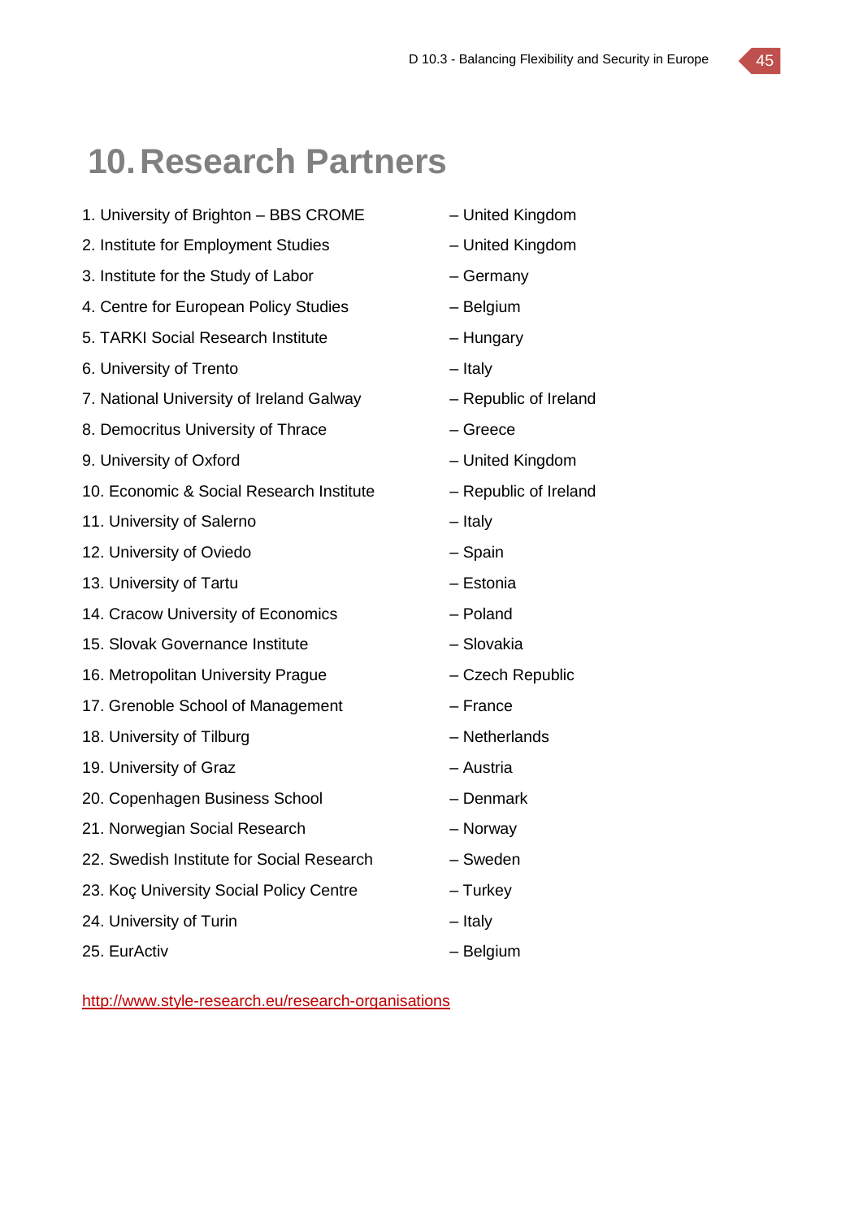# 10. Research Partners

1. University of Brighton – BBS CROME – United Kingdom
2. Institute for Employment Studies – United Kingdom
3. Institute for the Study of Labor – Germany
4. Centre for European Policy Studies – Belgium
5. TARKI Social Research Institute – Hungary
6. University of Trento – Italy
7. National University of Ireland Galway – Republic of Ireland
8. Democritus University of Thrace – Greece
9. University of Oxford – United Kingdom
10. Economic & Social Research Institute – Republic of Ireland
11. University of Salerno – Italy
12. University of Oviedo – Spain
13. University of Tartu – Estonia
14. Cracow University of Economics – Poland
15. Slovak Governance Institute – Slovakia
16. Metropolitan University Prague – Czech Republic
17. Grenoble School of Management – France
18. University of Tilburg – Netherlands
19. University of Graz – Austria
20. Copenhagen Business School – Denmark
21. Norwegian Social Research – Norway
22. Swedish Institute for Social Research – Sweden
23. Koç University Social Policy Centre – Turkey
24. University of Turin – Italy
25. EurActiv – Belgium

http://www.style-research.eu/research-organisations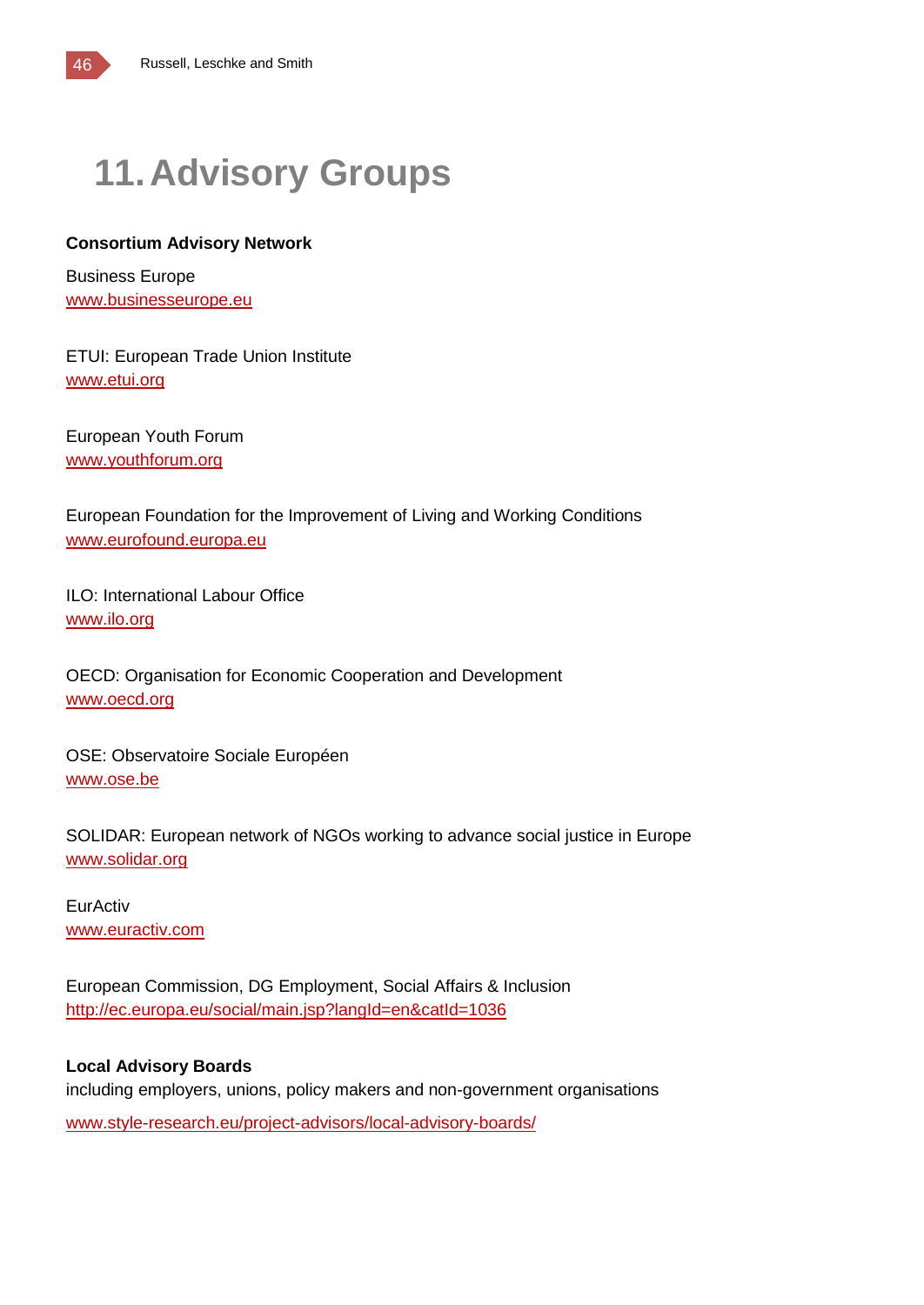# 11. Advisory Groups

**Consortium Advisory Network**

Business Europe
www.businesseurope.eu

ETUI: European Trade Union Institute
www.etui.org

European Youth Forum
www.youthforum.org

European Foundation for the Improvement of Living and Working Conditions
www.eurofound.europa.eu

ILO: International Labour Office
www.ilo.org

OECD: Organisation for Economic Cooperation and Development
www.oecd.org

OSE: Observatoire Sociale Européen
www.ose.be

SOLIDAR: European network of NGOs working to advance social justice in Europe
www.solidar.org

EurActiv
www.euractiv.com

European Commission, DG Employment, Social Affairs & Inclusion
http://ec.europa.eu/social/main.jsp?langId=en&catId=1036

**Local Advisory Boards**
including employers, unions, policy makers and non-government organisations

www.style-research.eu/project-advisors/local-advisory-boards/